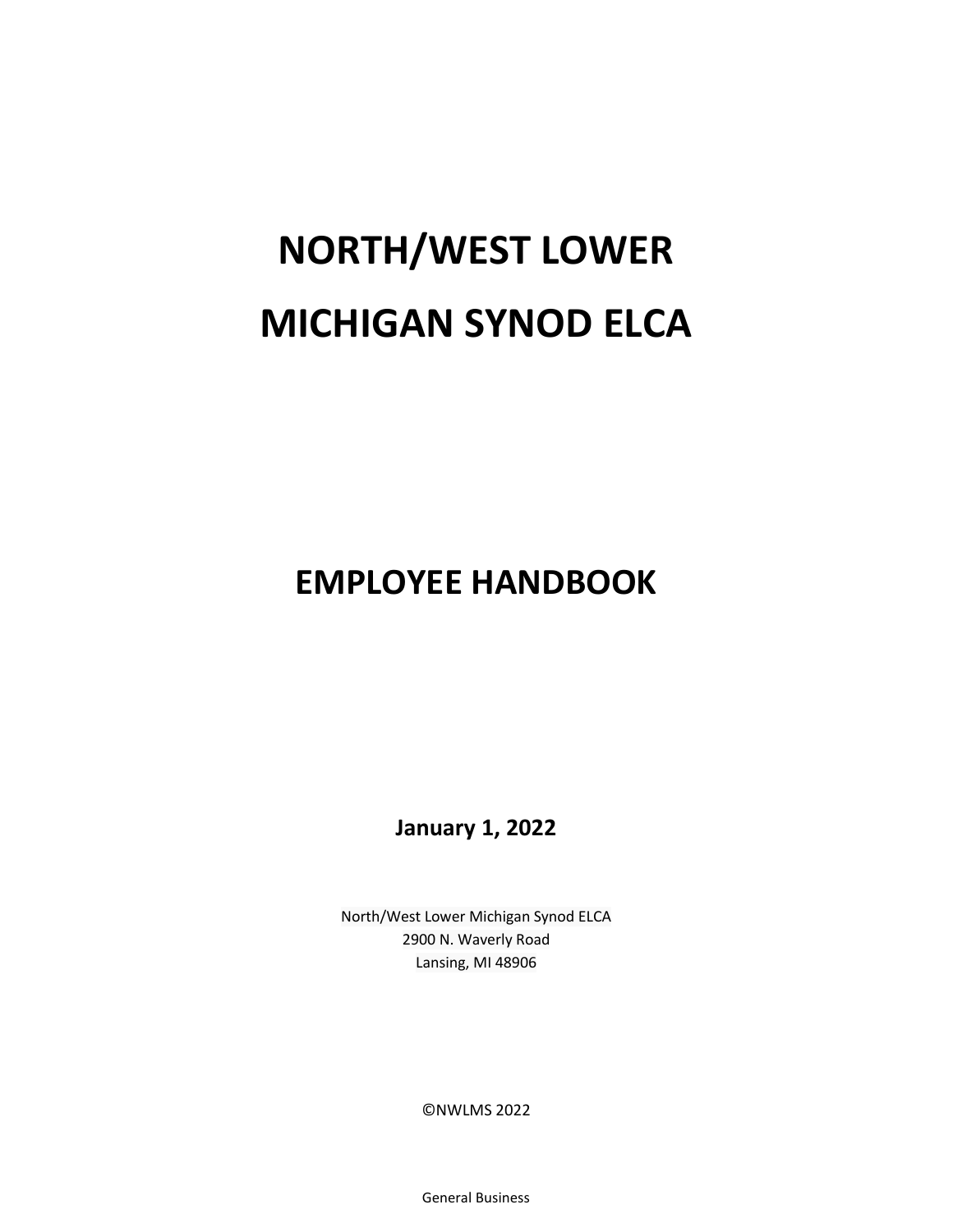# NORTH/WEST LOWER MICHIGAN SYNOD ELCA

## EMPLOYEE HANDBOOK

**January 1, 2022**

North/West Lower Michigan Synod ELCA
2900 N. Waverly Road
Lansing, MI 48906

©NWLMS 2022

General Business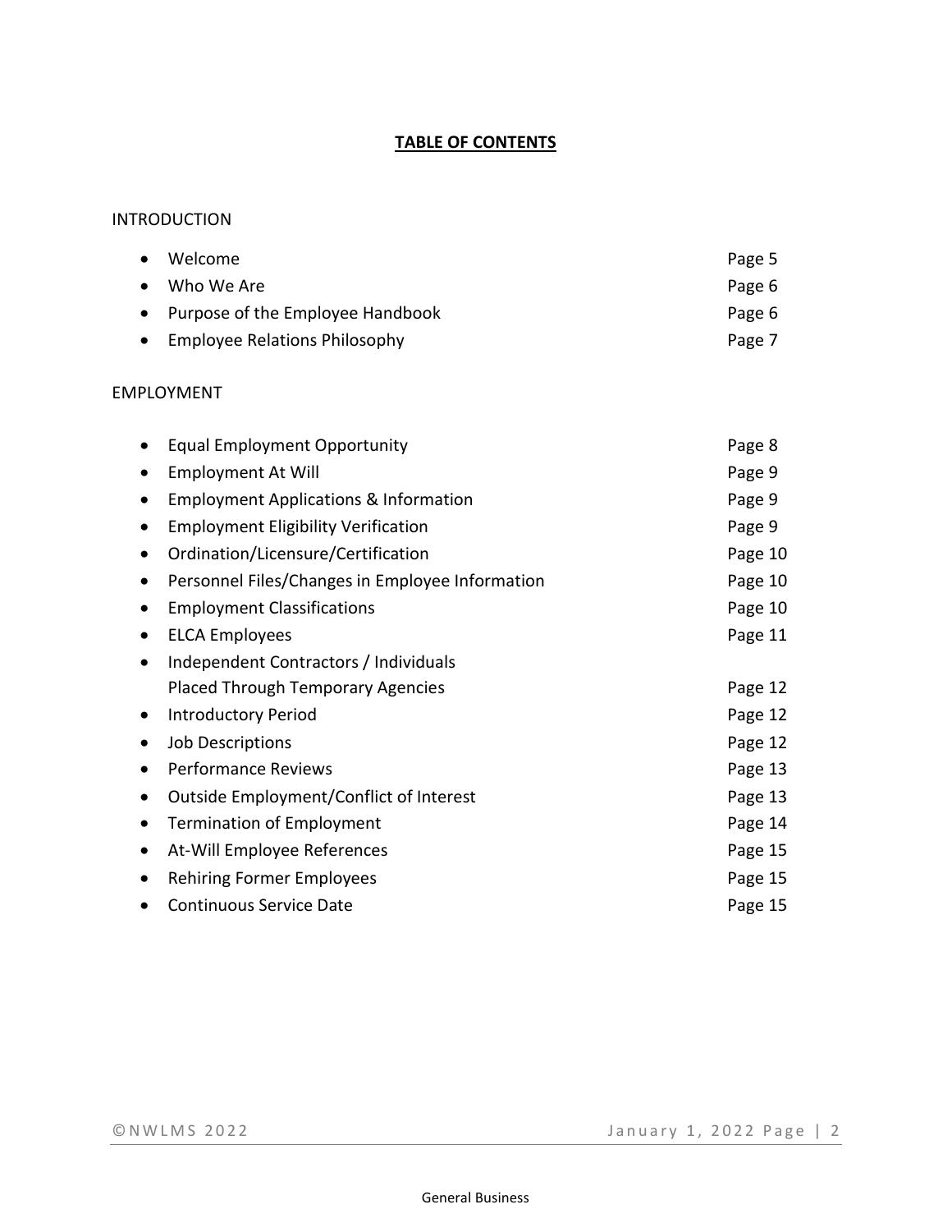# TABLE OF CONTENTS

## INTRODUCTION

- Welcome — Page 5
- Who We Are — Page 6
- Purpose of the Employee Handbook — Page 6
- Employee Relations Philosophy — Page 7

## EMPLOYMENT

- Equal Employment Opportunity — Page 8
- Employment At Will — Page 9
- Employment Applications & Information — Page 9
- Employment Eligibility Verification — Page 9
- Ordination/Licensure/Certification — Page 10
- Personnel Files/Changes in Employee Information — Page 10
- Employment Classifications — Page 10
- ELCA Employees — Page 11
- Independent Contractors / Individuals Placed Through Temporary Agencies — Page 12
- Introductory Period — Page 12
- Job Descriptions — Page 12
- Performance Reviews — Page 13
- Outside Employment/Conflict of Interest — Page 13
- Termination of Employment — Page 14
- At-Will Employee References — Page 15
- Rehiring Former Employees — Page 15
- Continuous Service Date — Page 15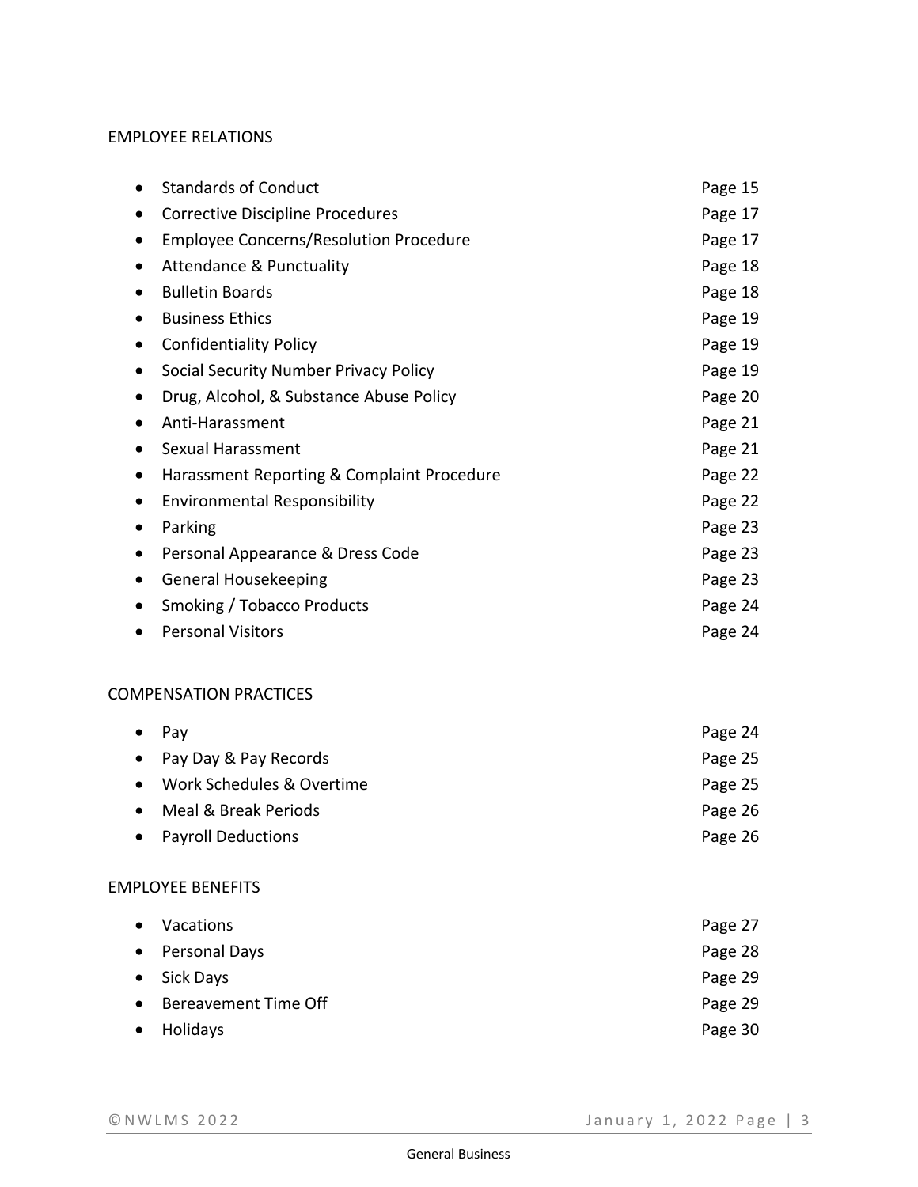## EMPLOYEE RELATIONS

| | |
|---|---|
| Standards of Conduct | Page 15 |
| Corrective Discipline Procedures | Page 17 |
| Employee Concerns/Resolution Procedure | Page 17 |
| Attendance & Punctuality | Page 18 |
| Bulletin Boards | Page 18 |
| Business Ethics | Page 19 |
| Confidentiality Policy | Page 19 |
| Social Security Number Privacy Policy | Page 19 |
| Drug, Alcohol, & Substance Abuse Policy | Page 20 |
| Anti-Harassment | Page 21 |
| Sexual Harassment | Page 21 |
| Harassment Reporting & Complaint Procedure | Page 22 |
| Environmental Responsibility | Page 22 |
| Parking | Page 23 |
| Personal Appearance & Dress Code | Page 23 |
| General Housekeeping | Page 23 |
| Smoking / Tobacco Products | Page 24 |
| Personal Visitors | Page 24 |

## COMPENSATION PRACTICES

| | |
|---|---|
| Pay | Page 24 |
| Pay Day & Pay Records | Page 25 |
| Work Schedules & Overtime | Page 25 |
| Meal & Break Periods | Page 26 |
| Payroll Deductions | Page 26 |

## EMPLOYEE BENEFITS

| | |
|---|---|
| Vacations | Page 27 |
| Personal Days | Page 28 |
| Sick Days | Page 29 |
| Bereavement Time Off | Page 29 |
| Holidays | Page 30 |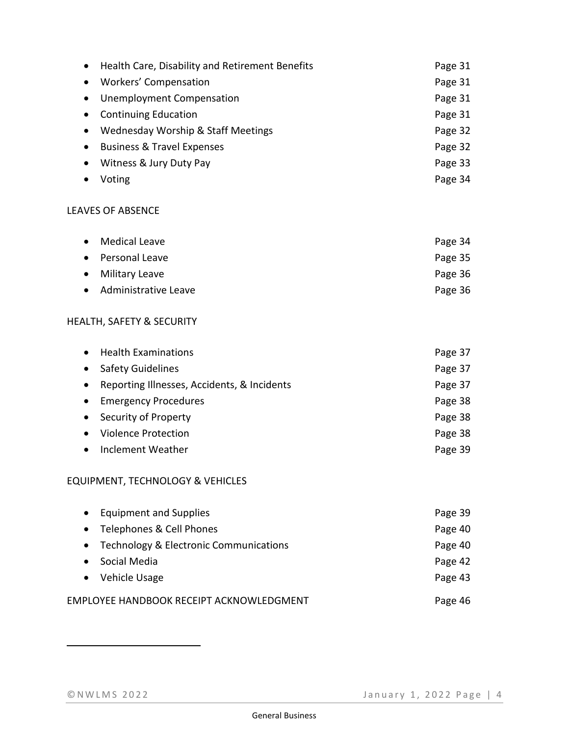- Health Care, Disability and Retirement Benefits — Page 31
- Workers' Compensation — Page 31
- Unemployment Compensation — Page 31
- Continuing Education — Page 31
- Wednesday Worship & Staff Meetings — Page 32
- Business & Travel Expenses — Page 32
- Witness & Jury Duty Pay — Page 33
- Voting — Page 34

LEAVES OF ABSENCE

- Medical Leave — Page 34
- Personal Leave — Page 35
- Military Leave — Page 36
- Administrative Leave — Page 36

HEALTH, SAFETY & SECURITY

- Health Examinations — Page 37
- Safety Guidelines — Page 37
- Reporting Illnesses, Accidents, & Incidents — Page 37
- Emergency Procedures — Page 38
- Security of Property — Page 38
- Violence Protection — Page 38
- Inclement Weather — Page 39

EQUIPMENT, TECHNOLOGY & VEHICLES

- Equipment and Supplies — Page 39
- Telephones & Cell Phones — Page 40
- Technology & Electronic Communications — Page 40
- Social Media — Page 42
- Vehicle Usage — Page 43

EMPLOYEE HANDBOOK RECEIPT ACKNOWLEDGMENT — Page 46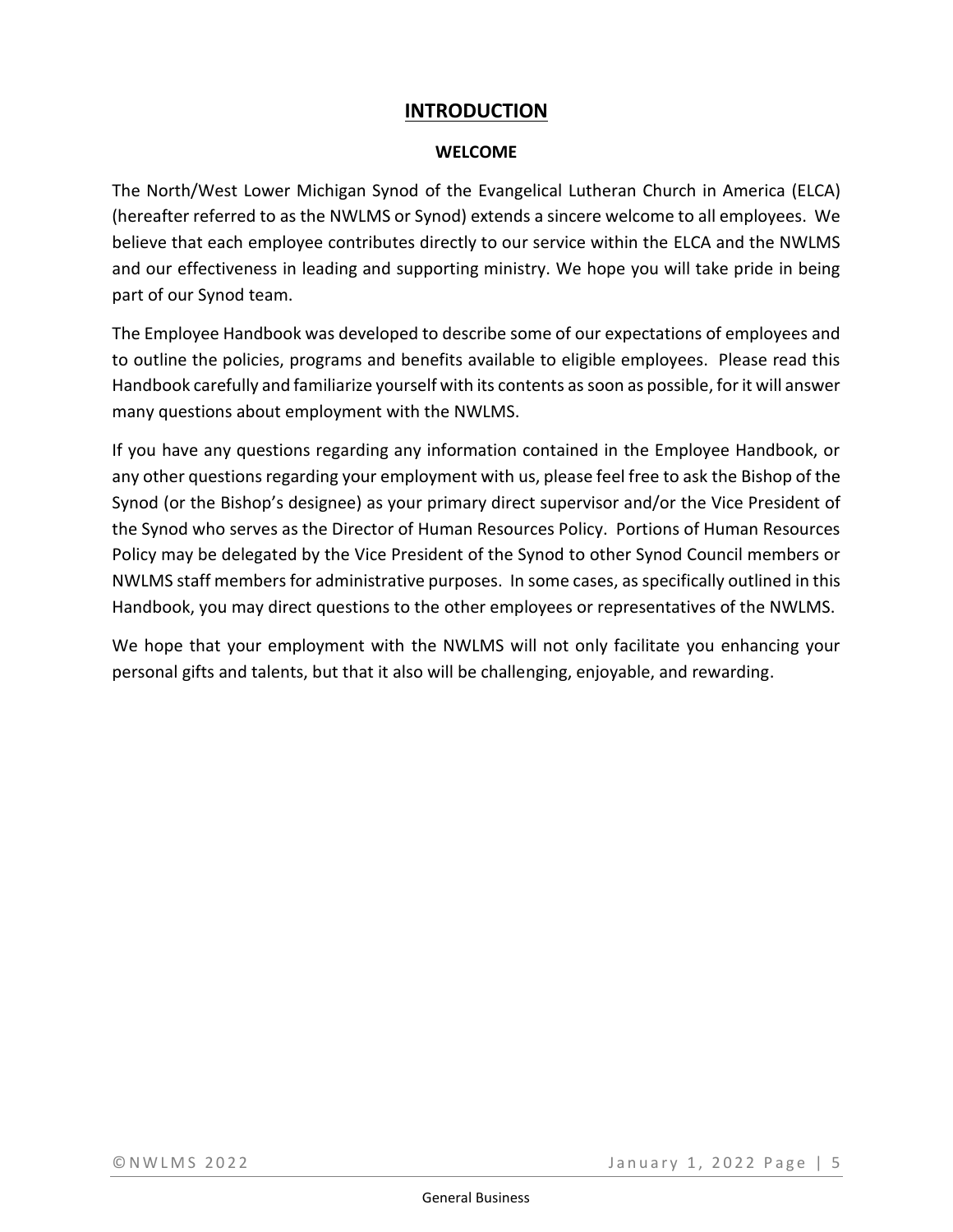# INTRODUCTION

## WELCOME

The North/West Lower Michigan Synod of the Evangelical Lutheran Church in America (ELCA) (hereafter referred to as the NWLMS or Synod) extends a sincere welcome to all employees. We believe that each employee contributes directly to our service within the ELCA and the NWLMS and our effectiveness in leading and supporting ministry. We hope you will take pride in being part of our Synod team.

The Employee Handbook was developed to describe some of our expectations of employees and to outline the policies, programs and benefits available to eligible employees. Please read this Handbook carefully and familiarize yourself with its contents as soon as possible, for it will answer many questions about employment with the NWLMS.

If you have any questions regarding any information contained in the Employee Handbook, or any other questions regarding your employment with us, please feel free to ask the Bishop of the Synod (or the Bishop's designee) as your primary direct supervisor and/or the Vice President of the Synod who serves as the Director of Human Resources Policy. Portions of Human Resources Policy may be delegated by the Vice President of the Synod to other Synod Council members or NWLMS staff members for administrative purposes. In some cases, as specifically outlined in this Handbook, you may direct questions to the other employees or representatives of the NWLMS.

We hope that your employment with the NWLMS will not only facilitate you enhancing your personal gifts and talents, but that it also will be challenging, enjoyable, and rewarding.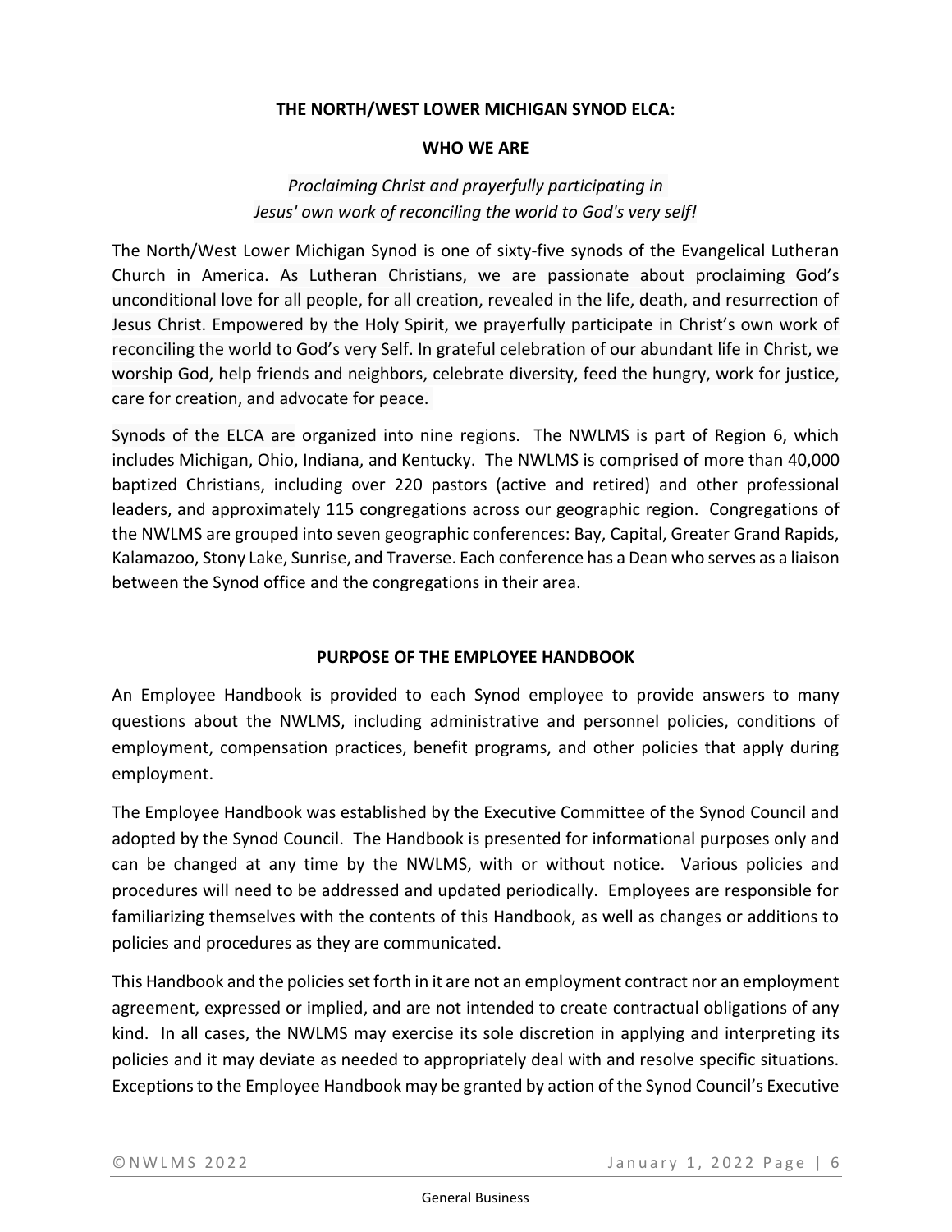## THE NORTH/WEST LOWER MICHIGAN SYNOD ELCA:

## WHO WE ARE

*Proclaiming Christ and prayerfully participating in Jesus' own work of reconciling the world to God's very self!*

The North/West Lower Michigan Synod is one of sixty-five synods of the Evangelical Lutheran Church in America. As Lutheran Christians, we are passionate about proclaiming God's unconditional love for all people, for all creation, revealed in the life, death, and resurrection of Jesus Christ. Empowered by the Holy Spirit, we prayerfully participate in Christ's own work of reconciling the world to God's very Self. In grateful celebration of our abundant life in Christ, we worship God, help friends and neighbors, celebrate diversity, feed the hungry, work for justice, care for creation, and advocate for peace.

Synods of the ELCA are organized into nine regions. The NWLMS is part of Region 6, which includes Michigan, Ohio, Indiana, and Kentucky. The NWLMS is comprised of more than 40,000 baptized Christians, including over 220 pastors (active and retired) and other professional leaders, and approximately 115 congregations across our geographic region. Congregations of the NWLMS are grouped into seven geographic conferences: Bay, Capital, Greater Grand Rapids, Kalamazoo, Stony Lake, Sunrise, and Traverse. Each conference has a Dean who serves as a liaison between the Synod office and the congregations in their area.

## PURPOSE OF THE EMPLOYEE HANDBOOK

An Employee Handbook is provided to each Synod employee to provide answers to many questions about the NWLMS, including administrative and personnel policies, conditions of employment, compensation practices, benefit programs, and other policies that apply during employment.

The Employee Handbook was established by the Executive Committee of the Synod Council and adopted by the Synod Council. The Handbook is presented for informational purposes only and can be changed at any time by the NWLMS, with or without notice. Various policies and procedures will need to be addressed and updated periodically. Employees are responsible for familiarizing themselves with the contents of this Handbook, as well as changes or additions to policies and procedures as they are communicated.

This Handbook and the policies set forth in it are not an employment contract nor an employment agreement, expressed or implied, and are not intended to create contractual obligations of any kind. In all cases, the NWLMS may exercise its sole discretion in applying and interpreting its policies and it may deviate as needed to appropriately deal with and resolve specific situations. Exceptions to the Employee Handbook may be granted by action of the Synod Council's Executive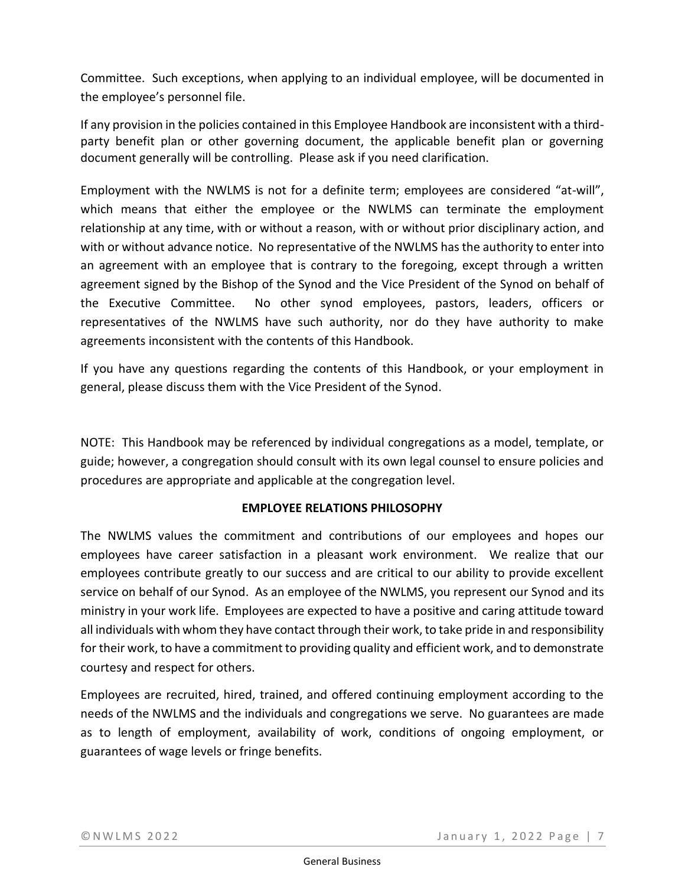Committee. Such exceptions, when applying to an individual employee, will be documented in the employee's personnel file.

If any provision in the policies contained in this Employee Handbook are inconsistent with a third-party benefit plan or other governing document, the applicable benefit plan or governing document generally will be controlling. Please ask if you need clarification.

Employment with the NWLMS is not for a definite term; employees are considered "at-will", which means that either the employee or the NWLMS can terminate the employment relationship at any time, with or without a reason, with or without prior disciplinary action, and with or without advance notice. No representative of the NWLMS has the authority to enter into an agreement with an employee that is contrary to the foregoing, except through a written agreement signed by the Bishop of the Synod and the Vice President of the Synod on behalf of the Executive Committee. No other synod employees, pastors, leaders, officers or representatives of the NWLMS have such authority, nor do they have authority to make agreements inconsistent with the contents of this Handbook.

If you have any questions regarding the contents of this Handbook, or your employment in general, please discuss them with the Vice President of the Synod.

NOTE: This Handbook may be referenced by individual congregations as a model, template, or guide; however, a congregation should consult with its own legal counsel to ensure policies and procedures are appropriate and applicable at the congregation level.

## EMPLOYEE RELATIONS PHILOSOPHY

The NWLMS values the commitment and contributions of our employees and hopes our employees have career satisfaction in a pleasant work environment. We realize that our employees contribute greatly to our success and are critical to our ability to provide excellent service on behalf of our Synod. As an employee of the NWLMS, you represent our Synod and its ministry in your work life. Employees are expected to have a positive and caring attitude toward all individuals with whom they have contact through their work, to take pride in and responsibility for their work, to have a commitment to providing quality and efficient work, and to demonstrate courtesy and respect for others.

Employees are recruited, hired, trained, and offered continuing employment according to the needs of the NWLMS and the individuals and congregations we serve. No guarantees are made as to length of employment, availability of work, conditions of ongoing employment, or guarantees of wage levels or fringe benefits.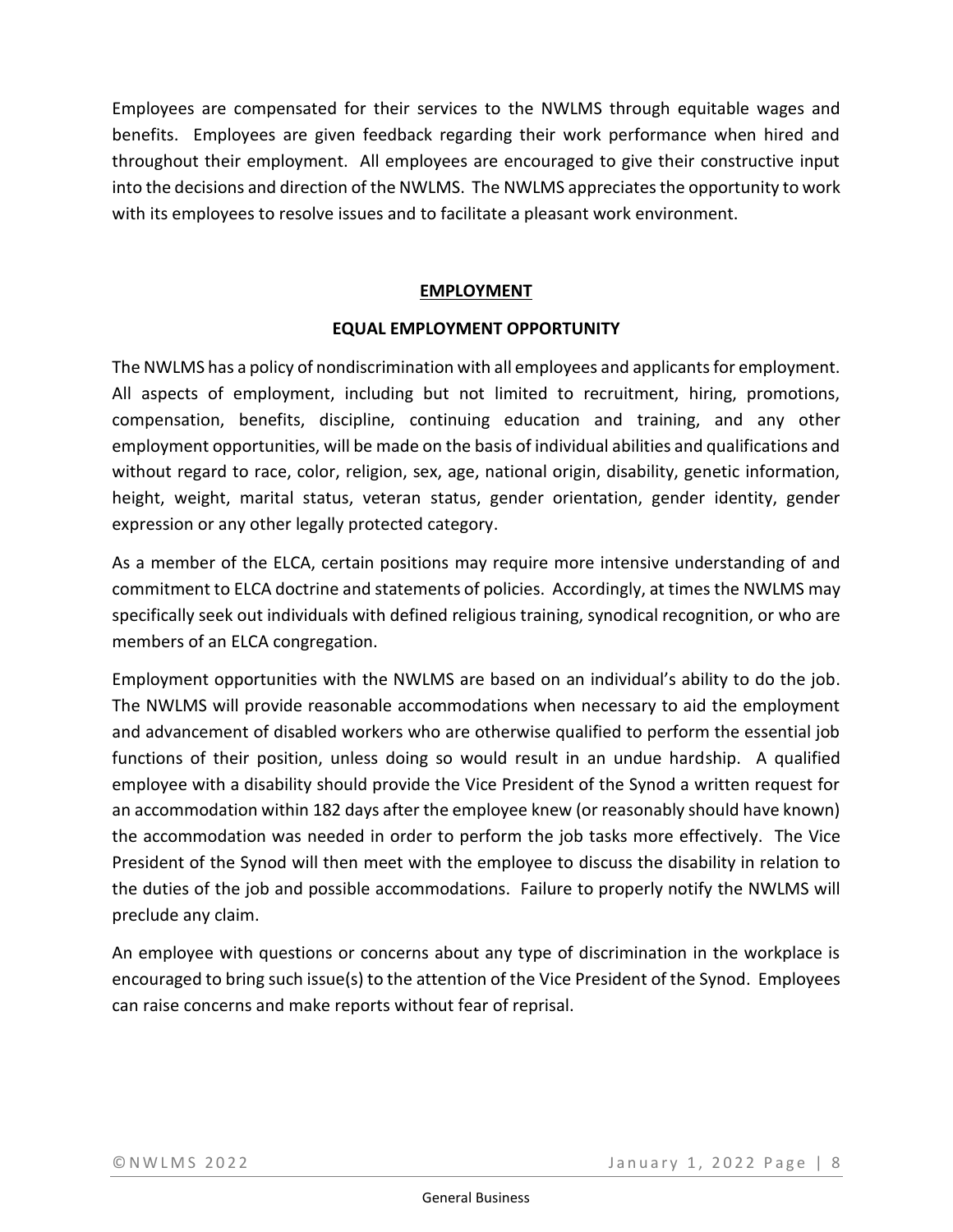Employees are compensated for their services to the NWLMS through equitable wages and benefits. Employees are given feedback regarding their work performance when hired and throughout their employment. All employees are encouraged to give their constructive input into the decisions and direction of the NWLMS. The NWLMS appreciates the opportunity to work with its employees to resolve issues and to facilitate a pleasant work environment.

## EMPLOYMENT

### EQUAL EMPLOYMENT OPPORTUNITY

The NWLMS has a policy of nondiscrimination with all employees and applicants for employment. All aspects of employment, including but not limited to recruitment, hiring, promotions, compensation, benefits, discipline, continuing education and training, and any other employment opportunities, will be made on the basis of individual abilities and qualifications and without regard to race, color, religion, sex, age, national origin, disability, genetic information, height, weight, marital status, veteran status, gender orientation, gender identity, gender expression or any other legally protected category.

As a member of the ELCA, certain positions may require more intensive understanding of and commitment to ELCA doctrine and statements of policies. Accordingly, at times the NWLMS may specifically seek out individuals with defined religious training, synodical recognition, or who are members of an ELCA congregation.

Employment opportunities with the NWLMS are based on an individual's ability to do the job. The NWLMS will provide reasonable accommodations when necessary to aid the employment and advancement of disabled workers who are otherwise qualified to perform the essential job functions of their position, unless doing so would result in an undue hardship. A qualified employee with a disability should provide the Vice President of the Synod a written request for an accommodation within 182 days after the employee knew (or reasonably should have known) the accommodation was needed in order to perform the job tasks more effectively. The Vice President of the Synod will then meet with the employee to discuss the disability in relation to the duties of the job and possible accommodations. Failure to properly notify the NWLMS will preclude any claim.

An employee with questions or concerns about any type of discrimination in the workplace is encouraged to bring such issue(s) to the attention of the Vice President of the Synod. Employees can raise concerns and make reports without fear of reprisal.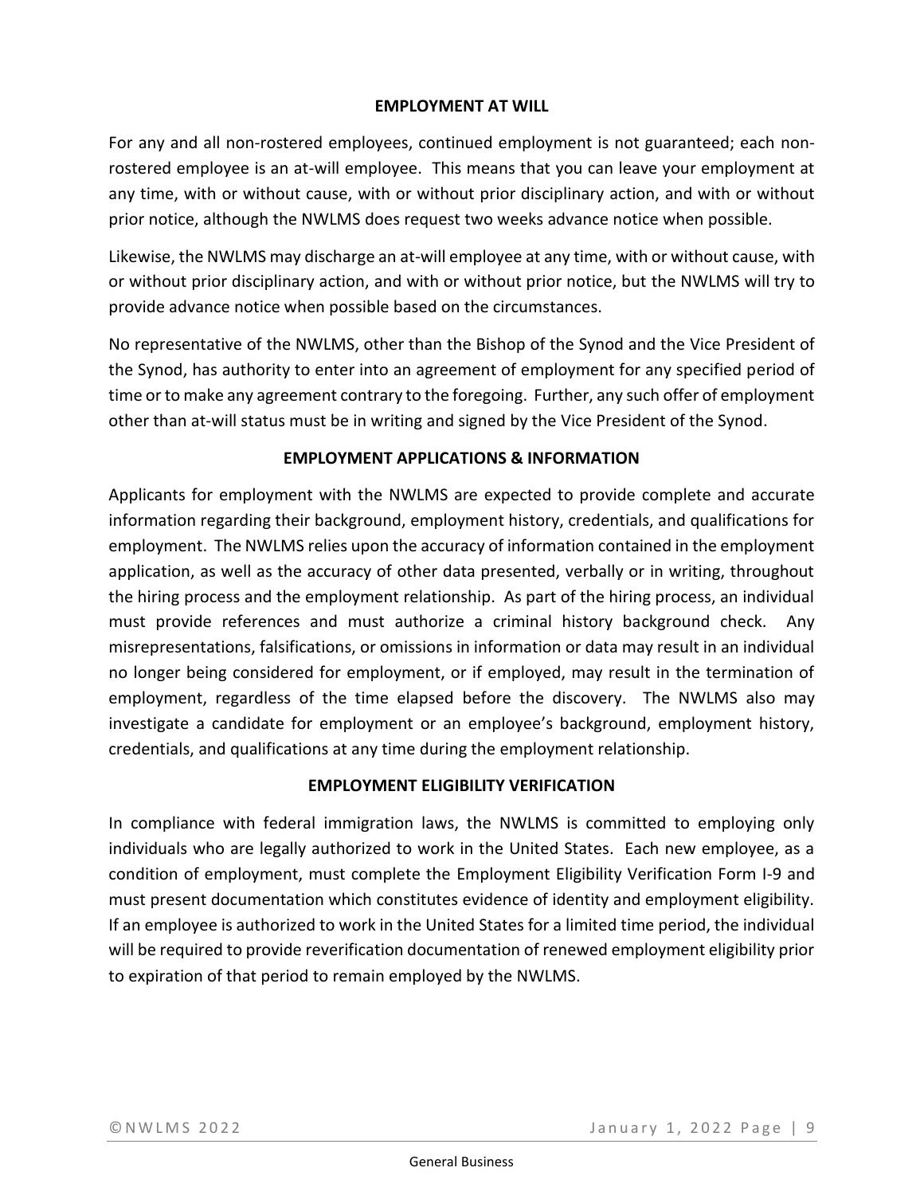## EMPLOYMENT AT WILL

For any and all non-rostered employees, continued employment is not guaranteed; each non-rostered employee is an at-will employee. This means that you can leave your employment at any time, with or without cause, with or without prior disciplinary action, and with or without prior notice, although the NWLMS does request two weeks advance notice when possible.

Likewise, the NWLMS may discharge an at-will employee at any time, with or without cause, with or without prior disciplinary action, and with or without prior notice, but the NWLMS will try to provide advance notice when possible based on the circumstances.

No representative of the NWLMS, other than the Bishop of the Synod and the Vice President of the Synod, has authority to enter into an agreement of employment for any specified period of time or to make any agreement contrary to the foregoing. Further, any such offer of employment other than at-will status must be in writing and signed by the Vice President of the Synod.

## EMPLOYMENT APPLICATIONS & INFORMATION

Applicants for employment with the NWLMS are expected to provide complete and accurate information regarding their background, employment history, credentials, and qualifications for employment. The NWLMS relies upon the accuracy of information contained in the employment application, as well as the accuracy of other data presented, verbally or in writing, throughout the hiring process and the employment relationship. As part of the hiring process, an individual must provide references and must authorize a criminal history background check. Any misrepresentations, falsifications, or omissions in information or data may result in an individual no longer being considered for employment, or if employed, may result in the termination of employment, regardless of the time elapsed before the discovery. The NWLMS also may investigate a candidate for employment or an employee's background, employment history, credentials, and qualifications at any time during the employment relationship.

## EMPLOYMENT ELIGIBILITY VERIFICATION

In compliance with federal immigration laws, the NWLMS is committed to employing only individuals who are legally authorized to work in the United States. Each new employee, as a condition of employment, must complete the Employment Eligibility Verification Form I-9 and must present documentation which constitutes evidence of identity and employment eligibility. If an employee is authorized to work in the United States for a limited time period, the individual will be required to provide reverification documentation of renewed employment eligibility prior to expiration of that period to remain employed by the NWLMS.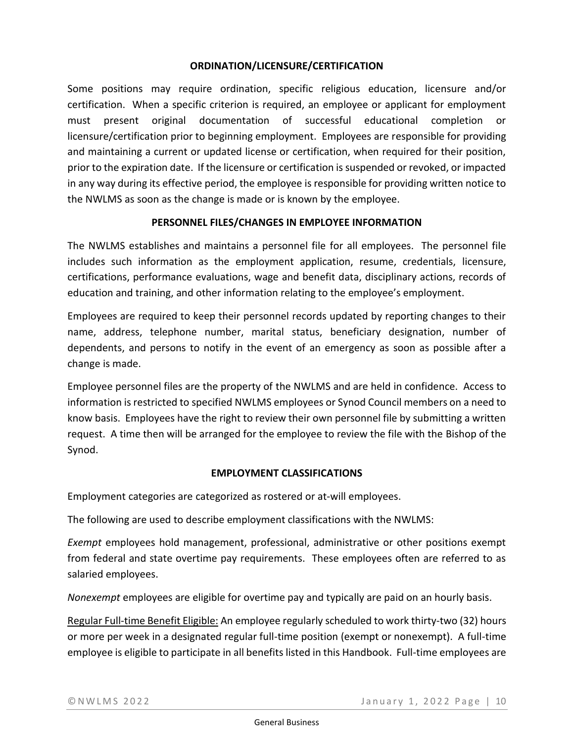## ORDINATION/LICENSURE/CERTIFICATION

Some positions may require ordination, specific religious education, licensure and/or certification. When a specific criterion is required, an employee or applicant for employment must present original documentation of successful educational completion or licensure/certification prior to beginning employment. Employees are responsible for providing and maintaining a current or updated license or certification, when required for their position, prior to the expiration date. If the licensure or certification is suspended or revoked, or impacted in any way during its effective period, the employee is responsible for providing written notice to the NWLMS as soon as the change is made or is known by the employee.

## PERSONNEL FILES/CHANGES IN EMPLOYEE INFORMATION

The NWLMS establishes and maintains a personnel file for all employees. The personnel file includes such information as the employment application, resume, credentials, licensure, certifications, performance evaluations, wage and benefit data, disciplinary actions, records of education and training, and other information relating to the employee's employment.

Employees are required to keep their personnel records updated by reporting changes to their name, address, telephone number, marital status, beneficiary designation, number of dependents, and persons to notify in the event of an emergency as soon as possible after a change is made.

Employee personnel files are the property of the NWLMS and are held in confidence. Access to information is restricted to specified NWLMS employees or Synod Council members on a need to know basis. Employees have the right to review their own personnel file by submitting a written request. A time then will be arranged for the employee to review the file with the Bishop of the Synod.

## EMPLOYMENT CLASSIFICATIONS

Employment categories are categorized as rostered or at-will employees.

The following are used to describe employment classifications with the NWLMS:

*Exempt* employees hold management, professional, administrative or other positions exempt from federal and state overtime pay requirements. These employees often are referred to as salaried employees.

*Nonexempt* employees are eligible for overtime pay and typically are paid on an hourly basis.

<u>Regular Full-time Benefit Eligible:</u> An employee regularly scheduled to work thirty-two (32) hours or more per week in a designated regular full-time position (exempt or nonexempt). A full-time employee is eligible to participate in all benefits listed in this Handbook. Full-time employees are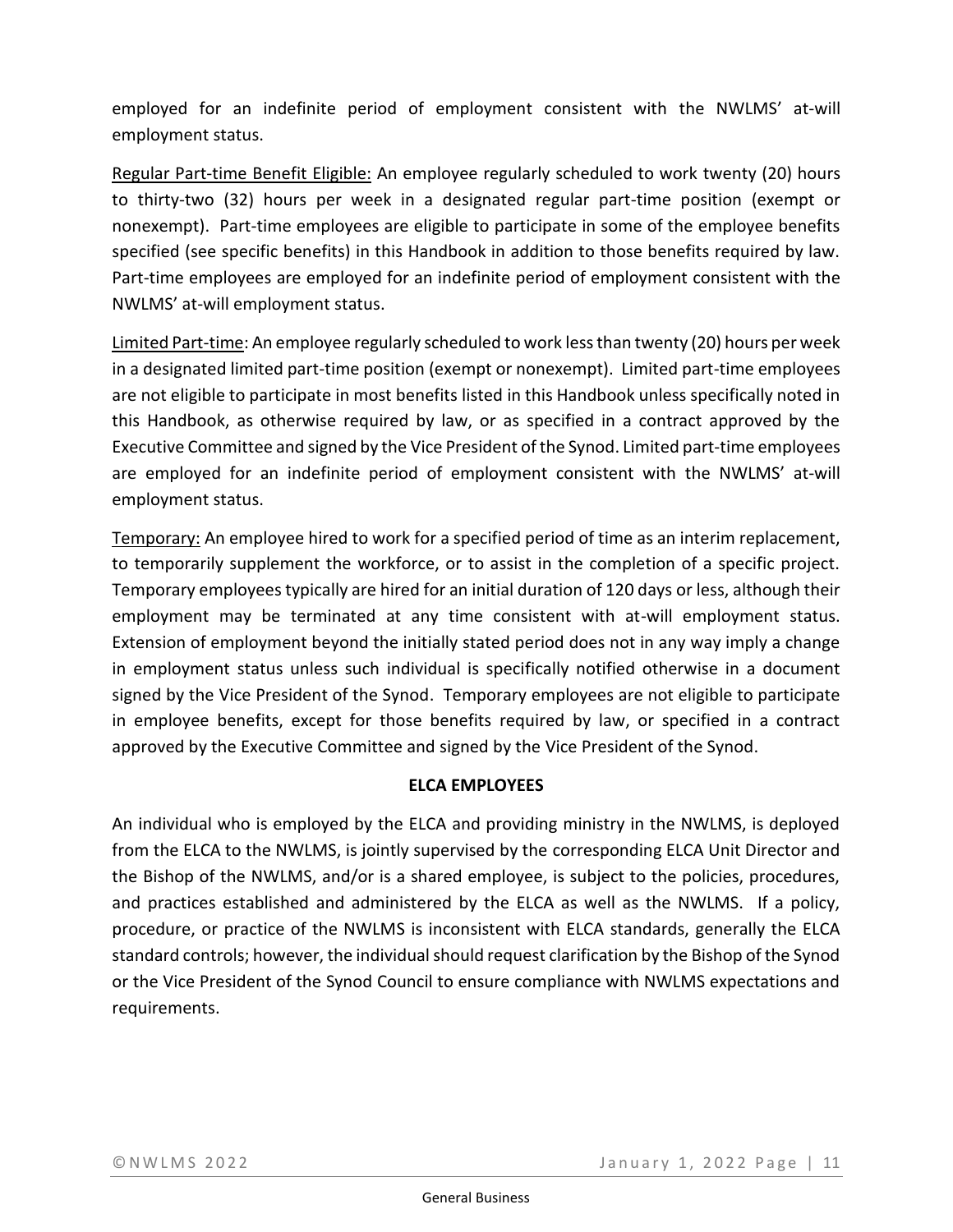employed for an indefinite period of employment consistent with the NWLMS' at-will employment status.

Regular Part-time Benefit Eligible: An employee regularly scheduled to work twenty (20) hours to thirty-two (32) hours per week in a designated regular part-time position (exempt or nonexempt). Part-time employees are eligible to participate in some of the employee benefits specified (see specific benefits) in this Handbook in addition to those benefits required by law. Part-time employees are employed for an indefinite period of employment consistent with the NWLMS' at-will employment status.

Limited Part-time: An employee regularly scheduled to work less than twenty (20) hours per week in a designated limited part-time position (exempt or nonexempt). Limited part-time employees are not eligible to participate in most benefits listed in this Handbook unless specifically noted in this Handbook, as otherwise required by law, or as specified in a contract approved by the Executive Committee and signed by the Vice President of the Synod. Limited part-time employees are employed for an indefinite period of employment consistent with the NWLMS' at-will employment status.

Temporary: An employee hired to work for a specified period of time as an interim replacement, to temporarily supplement the workforce, or to assist in the completion of a specific project. Temporary employees typically are hired for an initial duration of 120 days or less, although their employment may be terminated at any time consistent with at-will employment status. Extension of employment beyond the initially stated period does not in any way imply a change in employment status unless such individual is specifically notified otherwise in a document signed by the Vice President of the Synod. Temporary employees are not eligible to participate in employee benefits, except for those benefits required by law, or specified in a contract approved by the Executive Committee and signed by the Vice President of the Synod.

**ELCA EMPLOYEES**

An individual who is employed by the ELCA and providing ministry in the NWLMS, is deployed from the ELCA to the NWLMS, is jointly supervised by the corresponding ELCA Unit Director and the Bishop of the NWLMS, and/or is a shared employee, is subject to the policies, procedures, and practices established and administered by the ELCA as well as the NWLMS. If a policy, procedure, or practice of the NWLMS is inconsistent with ELCA standards, generally the ELCA standard controls; however, the individual should request clarification by the Bishop of the Synod or the Vice President of the Synod Council to ensure compliance with NWLMS expectations and requirements.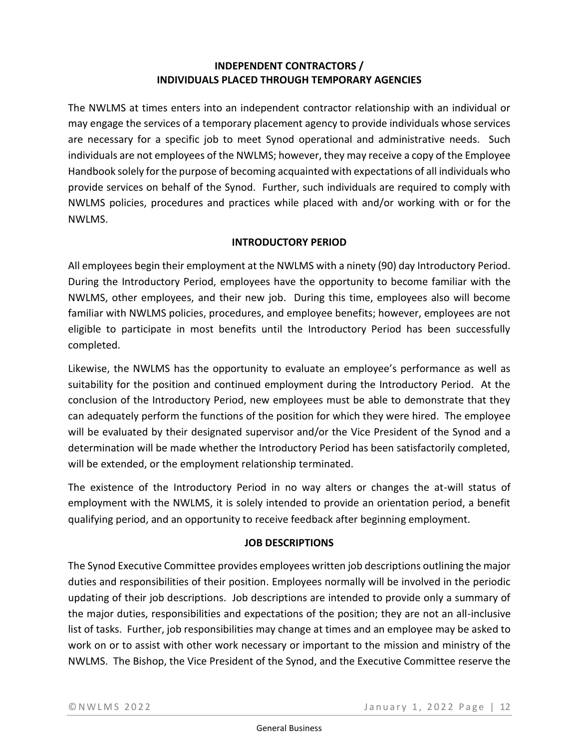## INDEPENDENT CONTRACTORS / INDIVIDUALS PLACED THROUGH TEMPORARY AGENCIES

The NWLMS at times enters into an independent contractor relationship with an individual or may engage the services of a temporary placement agency to provide individuals whose services are necessary for a specific job to meet Synod operational and administrative needs. Such individuals are not employees of the NWLMS; however, they may receive a copy of the Employee Handbook solely for the purpose of becoming acquainted with expectations of all individuals who provide services on behalf of the Synod. Further, such individuals are required to comply with NWLMS policies, procedures and practices while placed with and/or working with or for the NWLMS.

## INTRODUCTORY PERIOD

All employees begin their employment at the NWLMS with a ninety (90) day Introductory Period. During the Introductory Period, employees have the opportunity to become familiar with the NWLMS, other employees, and their new job. During this time, employees also will become familiar with NWLMS policies, procedures, and employee benefits; however, employees are not eligible to participate in most benefits until the Introductory Period has been successfully completed.

Likewise, the NWLMS has the opportunity to evaluate an employee's performance as well as suitability for the position and continued employment during the Introductory Period. At the conclusion of the Introductory Period, new employees must be able to demonstrate that they can adequately perform the functions of the position for which they were hired. The employee will be evaluated by their designated supervisor and/or the Vice President of the Synod and a determination will be made whether the Introductory Period has been satisfactorily completed, will be extended, or the employment relationship terminated.

The existence of the Introductory Period in no way alters or changes the at-will status of employment with the NWLMS, it is solely intended to provide an orientation period, a benefit qualifying period, and an opportunity to receive feedback after beginning employment.

## JOB DESCRIPTIONS

The Synod Executive Committee provides employees written job descriptions outlining the major duties and responsibilities of their position. Employees normally will be involved in the periodic updating of their job descriptions. Job descriptions are intended to provide only a summary of the major duties, responsibilities and expectations of the position; they are not an all-inclusive list of tasks. Further, job responsibilities may change at times and an employee may be asked to work on or to assist with other work necessary or important to the mission and ministry of the NWLMS. The Bishop, the Vice President of the Synod, and the Executive Committee reserve the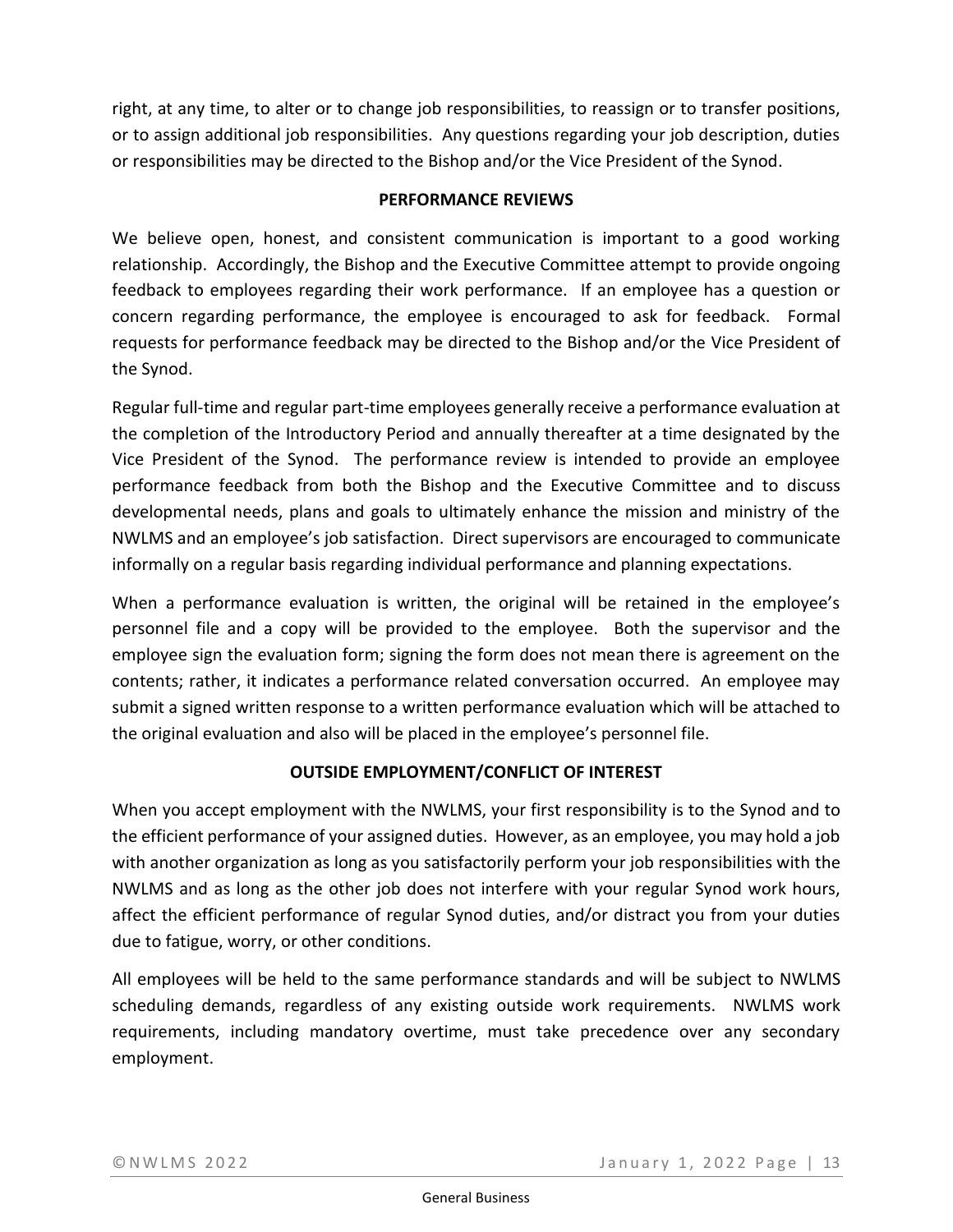right, at any time, to alter or to change job responsibilities, to reassign or to transfer positions, or to assign additional job responsibilities. Any questions regarding your job description, duties or responsibilities may be directed to the Bishop and/or the Vice President of the Synod.

## PERFORMANCE REVIEWS

We believe open, honest, and consistent communication is important to a good working relationship. Accordingly, the Bishop and the Executive Committee attempt to provide ongoing feedback to employees regarding their work performance. If an employee has a question or concern regarding performance, the employee is encouraged to ask for feedback. Formal requests for performance feedback may be directed to the Bishop and/or the Vice President of the Synod.

Regular full-time and regular part-time employees generally receive a performance evaluation at the completion of the Introductory Period and annually thereafter at a time designated by the Vice President of the Synod. The performance review is intended to provide an employee performance feedback from both the Bishop and the Executive Committee and to discuss developmental needs, plans and goals to ultimately enhance the mission and ministry of the NWLMS and an employee's job satisfaction. Direct supervisors are encouraged to communicate informally on a regular basis regarding individual performance and planning expectations.

When a performance evaluation is written, the original will be retained in the employee's personnel file and a copy will be provided to the employee. Both the supervisor and the employee sign the evaluation form; signing the form does not mean there is agreement on the contents; rather, it indicates a performance related conversation occurred. An employee may submit a signed written response to a written performance evaluation which will be attached to the original evaluation and also will be placed in the employee's personnel file.

## OUTSIDE EMPLOYMENT/CONFLICT OF INTEREST

When you accept employment with the NWLMS, your first responsibility is to the Synod and to the efficient performance of your assigned duties. However, as an employee, you may hold a job with another organization as long as you satisfactorily perform your job responsibilities with the NWLMS and as long as the other job does not interfere with your regular Synod work hours, affect the efficient performance of regular Synod duties, and/or distract you from your duties due to fatigue, worry, or other conditions.

All employees will be held to the same performance standards and will be subject to NWLMS scheduling demands, regardless of any existing outside work requirements. NWLMS work requirements, including mandatory overtime, must take precedence over any secondary employment.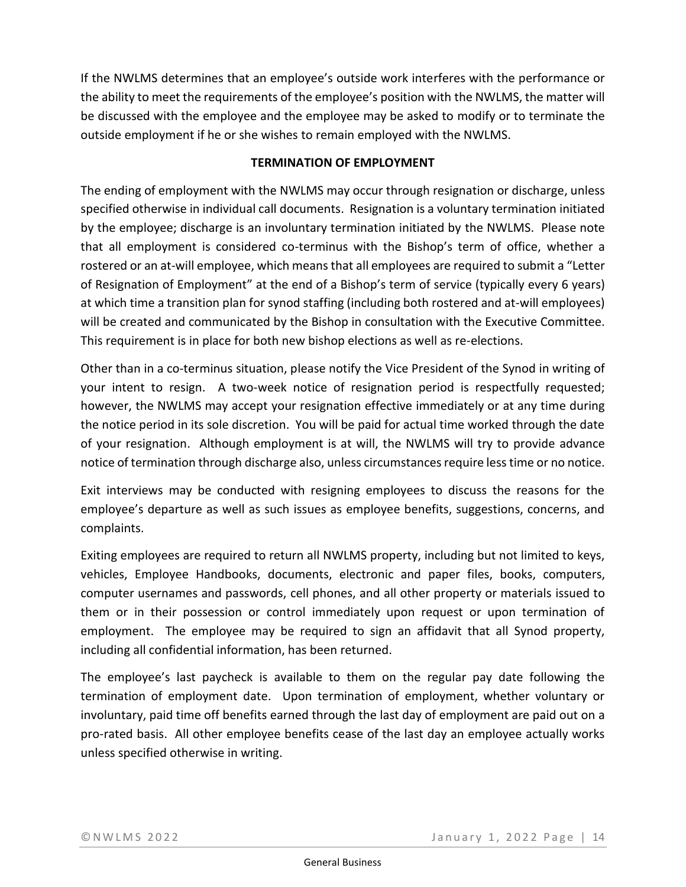If the NWLMS determines that an employee's outside work interferes with the performance or the ability to meet the requirements of the employee's position with the NWLMS, the matter will be discussed with the employee and the employee may be asked to modify or to terminate the outside employment if he or she wishes to remain employed with the NWLMS.

## TERMINATION OF EMPLOYMENT

The ending of employment with the NWLMS may occur through resignation or discharge, unless specified otherwise in individual call documents. Resignation is a voluntary termination initiated by the employee; discharge is an involuntary termination initiated by the NWLMS. Please note that all employment is considered co-terminus with the Bishop's term of office, whether a rostered or an at-will employee, which means that all employees are required to submit a "Letter of Resignation of Employment" at the end of a Bishop's term of service (typically every 6 years) at which time a transition plan for synod staffing (including both rostered and at-will employees) will be created and communicated by the Bishop in consultation with the Executive Committee. This requirement is in place for both new bishop elections as well as re-elections.

Other than in a co-terminus situation, please notify the Vice President of the Synod in writing of your intent to resign. A two-week notice of resignation period is respectfully requested; however, the NWLMS may accept your resignation effective immediately or at any time during the notice period in its sole discretion. You will be paid for actual time worked through the date of your resignation. Although employment is at will, the NWLMS will try to provide advance notice of termination through discharge also, unless circumstances require less time or no notice.

Exit interviews may be conducted with resigning employees to discuss the reasons for the employee's departure as well as such issues as employee benefits, suggestions, concerns, and complaints.

Exiting employees are required to return all NWLMS property, including but not limited to keys, vehicles, Employee Handbooks, documents, electronic and paper files, books, computers, computer usernames and passwords, cell phones, and all other property or materials issued to them or in their possession or control immediately upon request or upon termination of employment. The employee may be required to sign an affidavit that all Synod property, including all confidential information, has been returned.

The employee's last paycheck is available to them on the regular pay date following the termination of employment date. Upon termination of employment, whether voluntary or involuntary, paid time off benefits earned through the last day of employment are paid out on a pro-rated basis. All other employee benefits cease of the last day an employee actually works unless specified otherwise in writing.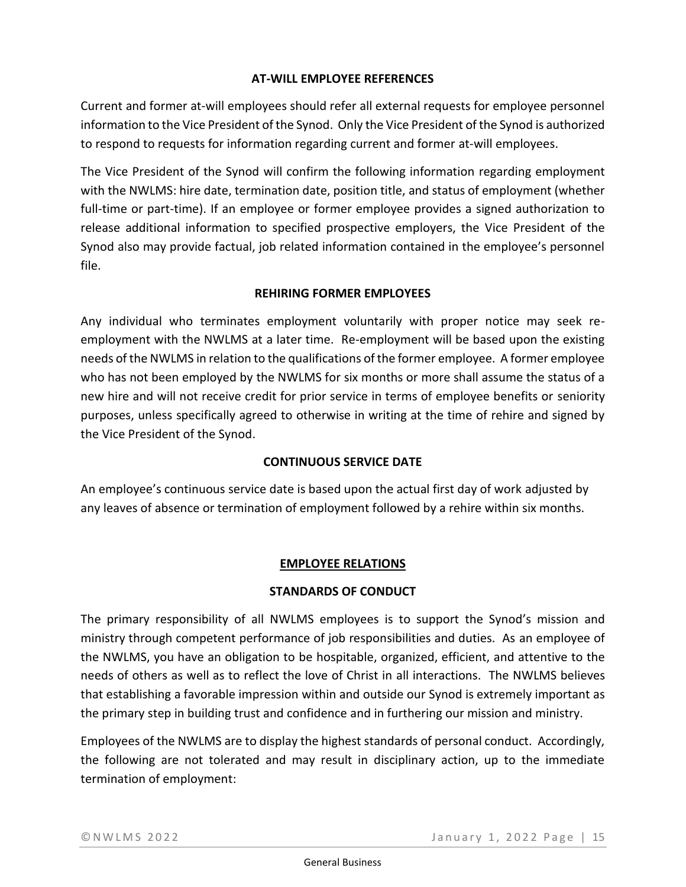### AT-WILL EMPLOYEE REFERENCES

Current and former at-will employees should refer all external requests for employee personnel information to the Vice President of the Synod. Only the Vice President of the Synod is authorized to respond to requests for information regarding current and former at-will employees.

The Vice President of the Synod will confirm the following information regarding employment with the NWLMS: hire date, termination date, position title, and status of employment (whether full-time or part-time). If an employee or former employee provides a signed authorization to release additional information to specified prospective employers, the Vice President of the Synod also may provide factual, job related information contained in the employee's personnel file.

### REHIRING FORMER EMPLOYEES

Any individual who terminates employment voluntarily with proper notice may seek re-employment with the NWLMS at a later time. Re-employment will be based upon the existing needs of the NWLMS in relation to the qualifications of the former employee. A former employee who has not been employed by the NWLMS for six months or more shall assume the status of a new hire and will not receive credit for prior service in terms of employee benefits or seniority purposes, unless specifically agreed to otherwise in writing at the time of rehire and signed by the Vice President of the Synod.

### CONTINUOUS SERVICE DATE

An employee's continuous service date is based upon the actual first day of work adjusted by any leaves of absence or termination of employment followed by a rehire within six months.

## EMPLOYEE RELATIONS

### STANDARDS OF CONDUCT

The primary responsibility of all NWLMS employees is to support the Synod's mission and ministry through competent performance of job responsibilities and duties. As an employee of the NWLMS, you have an obligation to be hospitable, organized, efficient, and attentive to the needs of others as well as to reflect the love of Christ in all interactions. The NWLMS believes that establishing a favorable impression within and outside our Synod is extremely important as the primary step in building trust and confidence and in furthering our mission and ministry.

Employees of the NWLMS are to display the highest standards of personal conduct. Accordingly, the following are not tolerated and may result in disciplinary action, up to the immediate termination of employment: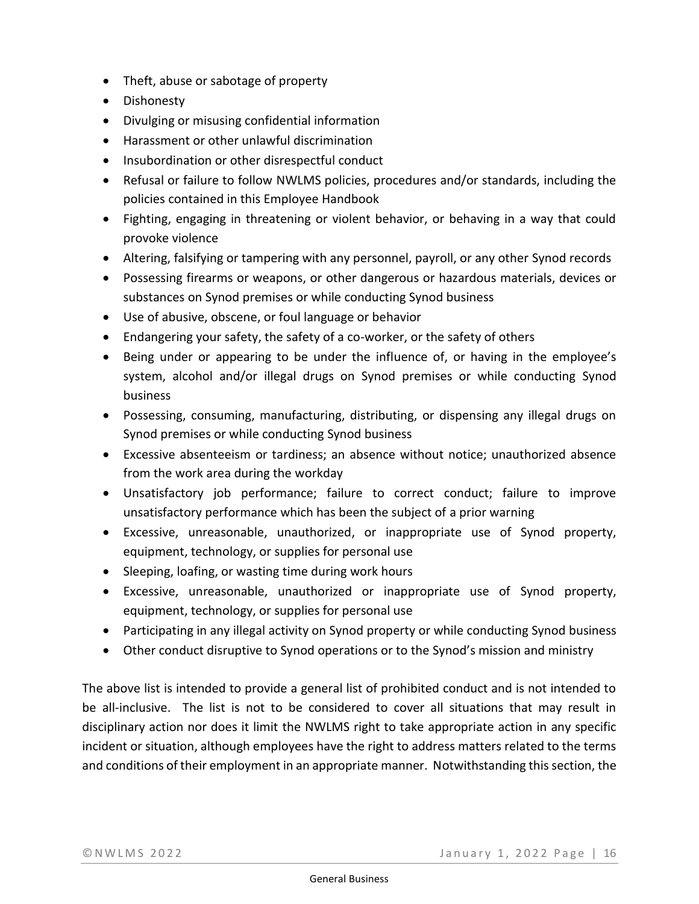- Theft, abuse or sabotage of property
- Dishonesty
- Divulging or misusing confidential information
- Harassment or other unlawful discrimination
- Insubordination or other disrespectful conduct
- Refusal or failure to follow NWLMS policies, procedures and/or standards, including the policies contained in this Employee Handbook
- Fighting, engaging in threatening or violent behavior, or behaving in a way that could provoke violence
- Altering, falsifying or tampering with any personnel, payroll, or any other Synod records
- Possessing firearms or weapons, or other dangerous or hazardous materials, devices or substances on Synod premises or while conducting Synod business
- Use of abusive, obscene, or foul language or behavior
- Endangering your safety, the safety of a co-worker, or the safety of others
- Being under or appearing to be under the influence of, or having in the employee's system, alcohol and/or illegal drugs on Synod premises or while conducting Synod business
- Possessing, consuming, manufacturing, distributing, or dispensing any illegal drugs on Synod premises or while conducting Synod business
- Excessive absenteeism or tardiness; an absence without notice; unauthorized absence from the work area during the workday
- Unsatisfactory job performance; failure to correct conduct; failure to improve unsatisfactory performance which has been the subject of a prior warning
- Excessive, unreasonable, unauthorized, or inappropriate use of Synod property, equipment, technology, or supplies for personal use
- Sleeping, loafing, or wasting time during work hours
- Excessive, unreasonable, unauthorized or inappropriate use of Synod property, equipment, technology, or supplies for personal use
- Participating in any illegal activity on Synod property or while conducting Synod business
- Other conduct disruptive to Synod operations or to the Synod's mission and ministry

The above list is intended to provide a general list of prohibited conduct and is not intended to be all-inclusive. The list is not to be considered to cover all situations that may result in disciplinary action nor does it limit the NWLMS right to take appropriate action in any specific incident or situation, although employees have the right to address matters related to the terms and conditions of their employment in an appropriate manner. Notwithstanding this section, the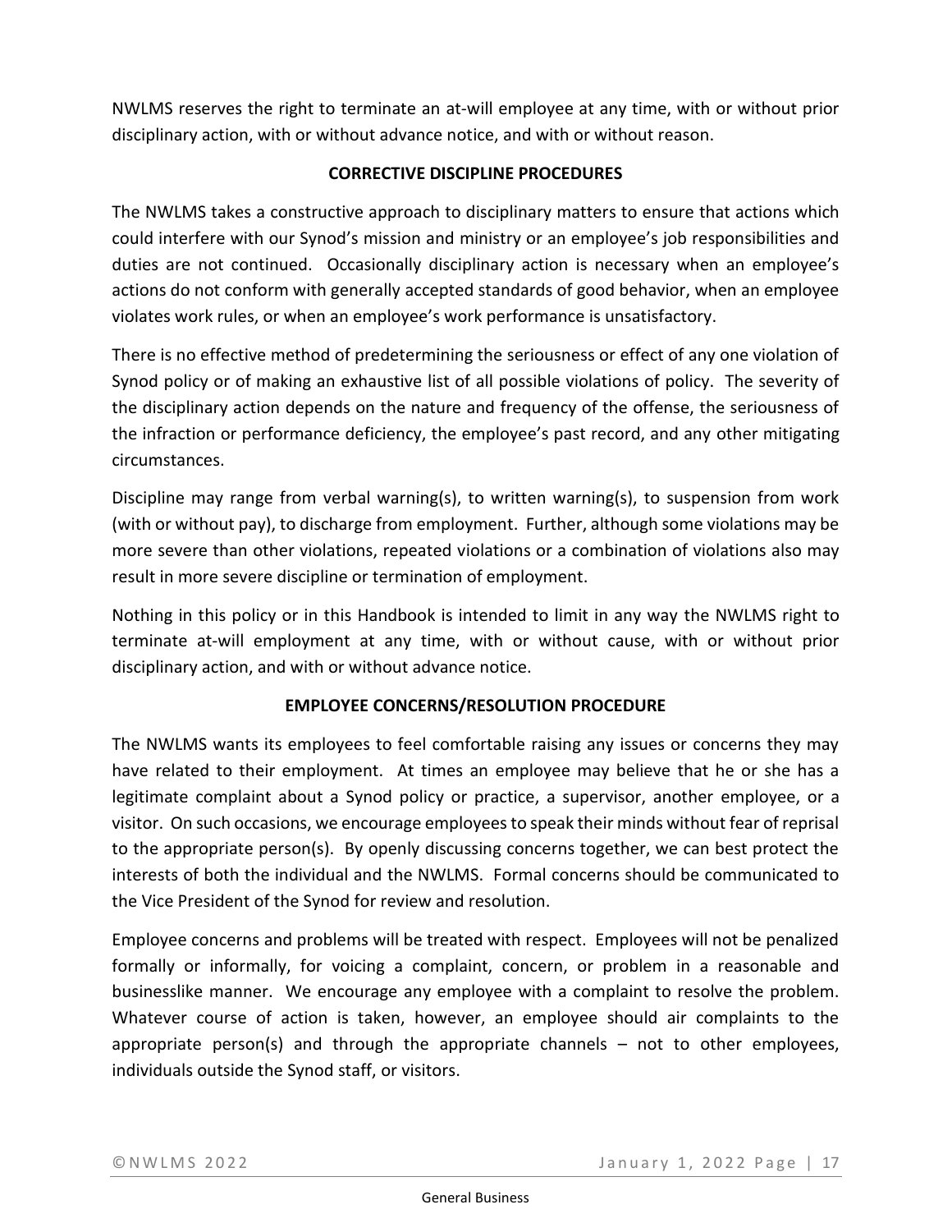NWLMS reserves the right to terminate an at-will employee at any time, with or without prior disciplinary action, with or without advance notice, and with or without reason.

## CORRECTIVE DISCIPLINE PROCEDURES

The NWLMS takes a constructive approach to disciplinary matters to ensure that actions which could interfere with our Synod's mission and ministry or an employee's job responsibilities and duties are not continued. Occasionally disciplinary action is necessary when an employee's actions do not conform with generally accepted standards of good behavior, when an employee violates work rules, or when an employee's work performance is unsatisfactory.

There is no effective method of predetermining the seriousness or effect of any one violation of Synod policy or of making an exhaustive list of all possible violations of policy. The severity of the disciplinary action depends on the nature and frequency of the offense, the seriousness of the infraction or performance deficiency, the employee's past record, and any other mitigating circumstances.

Discipline may range from verbal warning(s), to written warning(s), to suspension from work (with or without pay), to discharge from employment. Further, although some violations may be more severe than other violations, repeated violations or a combination of violations also may result in more severe discipline or termination of employment.

Nothing in this policy or in this Handbook is intended to limit in any way the NWLMS right to terminate at-will employment at any time, with or without cause, with or without prior disciplinary action, and with or without advance notice.

## EMPLOYEE CONCERNS/RESOLUTION PROCEDURE

The NWLMS wants its employees to feel comfortable raising any issues or concerns they may have related to their employment. At times an employee may believe that he or she has a legitimate complaint about a Synod policy or practice, a supervisor, another employee, or a visitor. On such occasions, we encourage employees to speak their minds without fear of reprisal to the appropriate person(s). By openly discussing concerns together, we can best protect the interests of both the individual and the NWLMS. Formal concerns should be communicated to the Vice President of the Synod for review and resolution.

Employee concerns and problems will be treated with respect. Employees will not be penalized formally or informally, for voicing a complaint, concern, or problem in a reasonable and businesslike manner. We encourage any employee with a complaint to resolve the problem. Whatever course of action is taken, however, an employee should air complaints to the appropriate person(s) and through the appropriate channels – not to other employees, individuals outside the Synod staff, or visitors.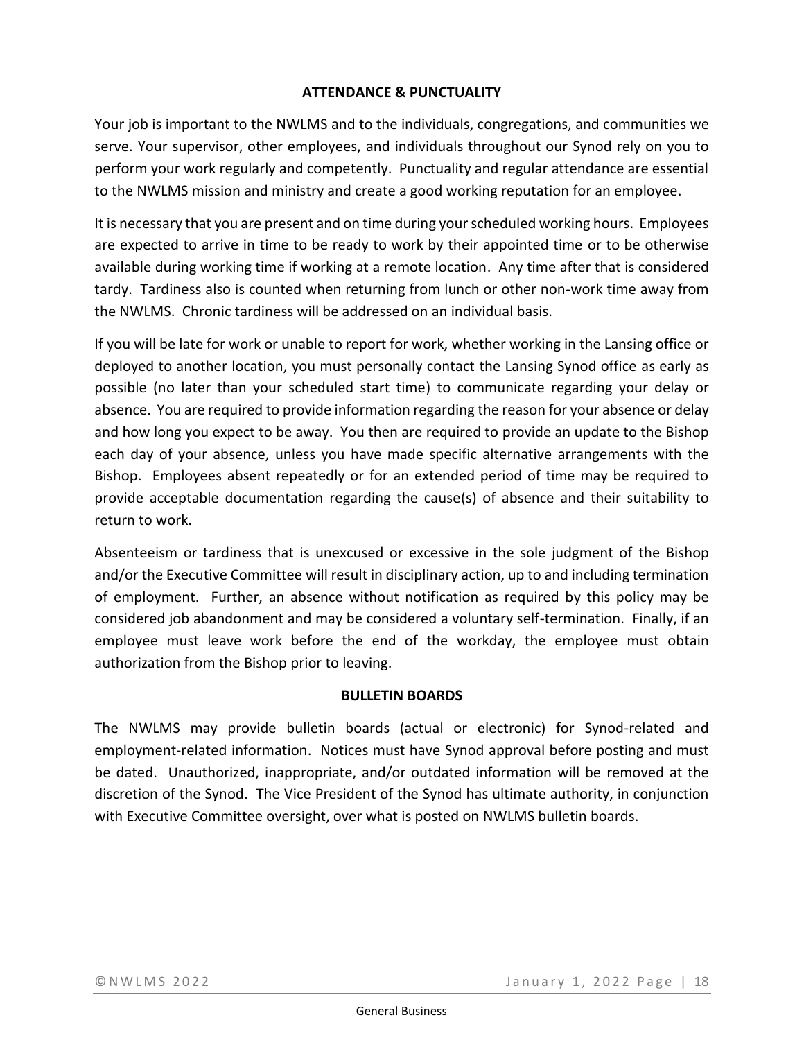## ATTENDANCE & PUNCTUALITY

Your job is important to the NWLMS and to the individuals, congregations, and communities we serve. Your supervisor, other employees, and individuals throughout our Synod rely on you to perform your work regularly and competently. Punctuality and regular attendance are essential to the NWLMS mission and ministry and create a good working reputation for an employee.

It is necessary that you are present and on time during your scheduled working hours. Employees are expected to arrive in time to be ready to work by their appointed time or to be otherwise available during working time if working at a remote location. Any time after that is considered tardy. Tardiness also is counted when returning from lunch or other non-work time away from the NWLMS. Chronic tardiness will be addressed on an individual basis.

If you will be late for work or unable to report for work, whether working in the Lansing office or deployed to another location, you must personally contact the Lansing Synod office as early as possible (no later than your scheduled start time) to communicate regarding your delay or absence. You are required to provide information regarding the reason for your absence or delay and how long you expect to be away. You then are required to provide an update to the Bishop each day of your absence, unless you have made specific alternative arrangements with the Bishop. Employees absent repeatedly or for an extended period of time may be required to provide acceptable documentation regarding the cause(s) of absence and their suitability to return to work.

Absenteeism or tardiness that is unexcused or excessive in the sole judgment of the Bishop and/or the Executive Committee will result in disciplinary action, up to and including termination of employment. Further, an absence without notification as required by this policy may be considered job abandonment and may be considered a voluntary self-termination. Finally, if an employee must leave work before the end of the workday, the employee must obtain authorization from the Bishop prior to leaving.

## BULLETIN BOARDS

The NWLMS may provide bulletin boards (actual or electronic) for Synod-related and employment-related information. Notices must have Synod approval before posting and must be dated. Unauthorized, inappropriate, and/or outdated information will be removed at the discretion of the Synod. The Vice President of the Synod has ultimate authority, in conjunction with Executive Committee oversight, over what is posted on NWLMS bulletin boards.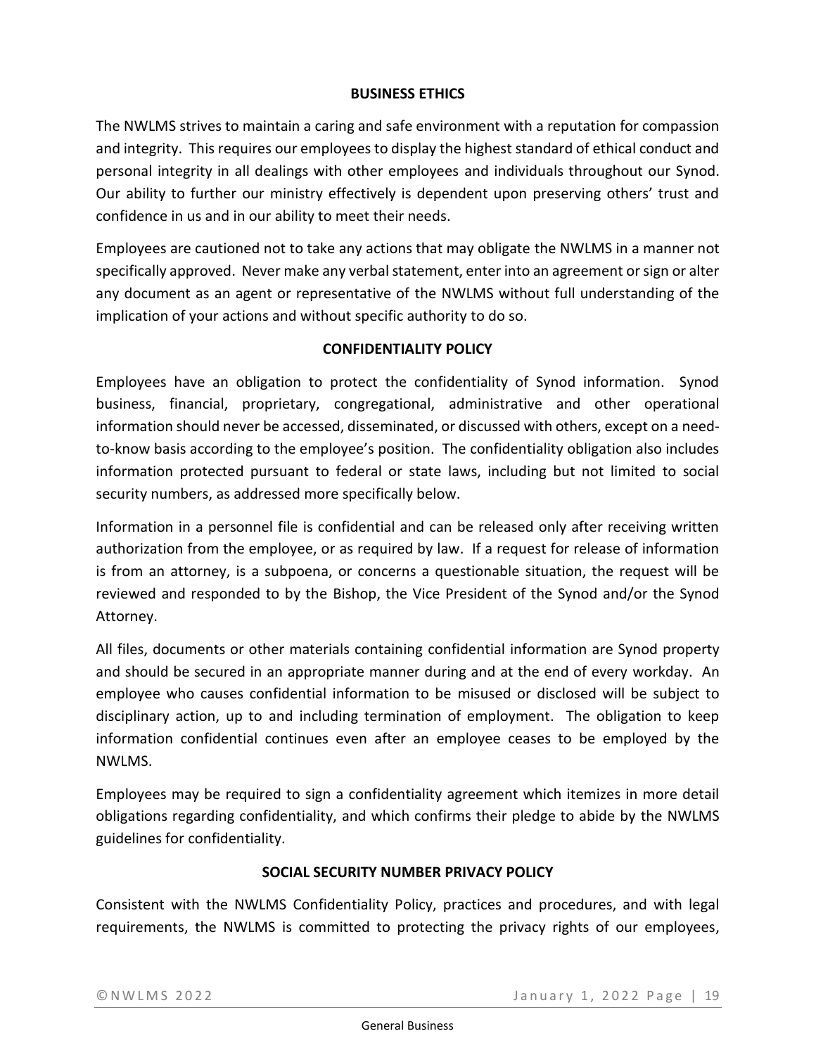## BUSINESS ETHICS

The NWLMS strives to maintain a caring and safe environment with a reputation for compassion and integrity. This requires our employees to display the highest standard of ethical conduct and personal integrity in all dealings with other employees and individuals throughout our Synod. Our ability to further our ministry effectively is dependent upon preserving others' trust and confidence in us and in our ability to meet their needs.

Employees are cautioned not to take any actions that may obligate the NWLMS in a manner not specifically approved. Never make any verbal statement, enter into an agreement or sign or alter any document as an agent or representative of the NWLMS without full understanding of the implication of your actions and without specific authority to do so.

## CONFIDENTIALITY POLICY

Employees have an obligation to protect the confidentiality of Synod information. Synod business, financial, proprietary, congregational, administrative and other operational information should never be accessed, disseminated, or discussed with others, except on a need-to-know basis according to the employee's position. The confidentiality obligation also includes information protected pursuant to federal or state laws, including but not limited to social security numbers, as addressed more specifically below.

Information in a personnel file is confidential and can be released only after receiving written authorization from the employee, or as required by law. If a request for release of information is from an attorney, is a subpoena, or concerns a questionable situation, the request will be reviewed and responded to by the Bishop, the Vice President of the Synod and/or the Synod Attorney.

All files, documents or other materials containing confidential information are Synod property and should be secured in an appropriate manner during and at the end of every workday. An employee who causes confidential information to be misused or disclosed will be subject to disciplinary action, up to and including termination of employment. The obligation to keep information confidential continues even after an employee ceases to be employed by the NWLMS.

Employees may be required to sign a confidentiality agreement which itemizes in more detail obligations regarding confidentiality, and which confirms their pledge to abide by the NWLMS guidelines for confidentiality.

## SOCIAL SECURITY NUMBER PRIVACY POLICY

Consistent with the NWLMS Confidentiality Policy, practices and procedures, and with legal requirements, the NWLMS is committed to protecting the privacy rights of our employees,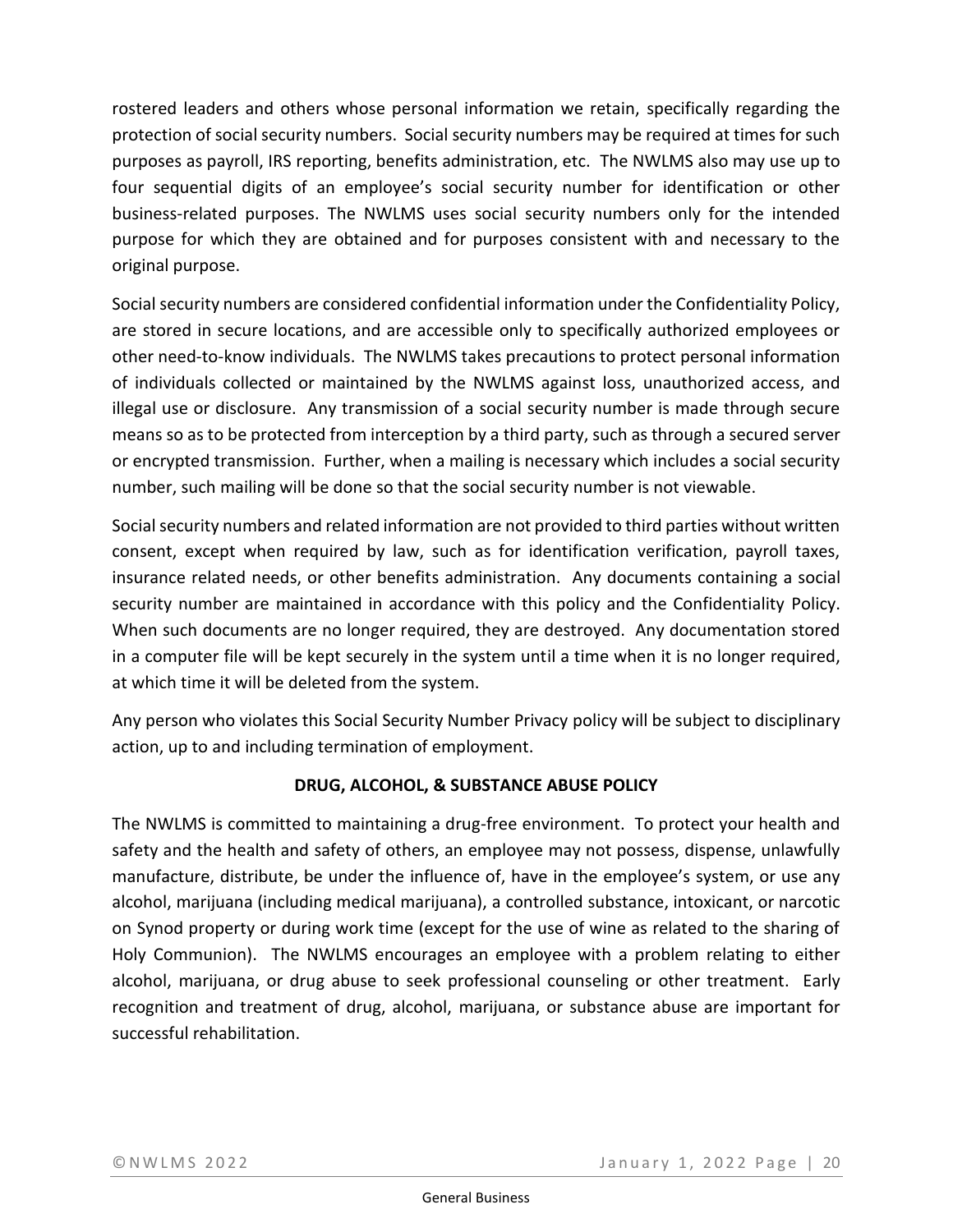rostered leaders and others whose personal information we retain, specifically regarding the protection of social security numbers. Social security numbers may be required at times for such purposes as payroll, IRS reporting, benefits administration, etc. The NWLMS also may use up to four sequential digits of an employee's social security number for identification or other business-related purposes. The NWLMS uses social security numbers only for the intended purpose for which they are obtained and for purposes consistent with and necessary to the original purpose.

Social security numbers are considered confidential information under the Confidentiality Policy, are stored in secure locations, and are accessible only to specifically authorized employees or other need-to-know individuals. The NWLMS takes precautions to protect personal information of individuals collected or maintained by the NWLMS against loss, unauthorized access, and illegal use or disclosure. Any transmission of a social security number is made through secure means so as to be protected from interception by a third party, such as through a secured server or encrypted transmission. Further, when a mailing is necessary which includes a social security number, such mailing will be done so that the social security number is not viewable.

Social security numbers and related information are not provided to third parties without written consent, except when required by law, such as for identification verification, payroll taxes, insurance related needs, or other benefits administration. Any documents containing a social security number are maintained in accordance with this policy and the Confidentiality Policy. When such documents are no longer required, they are destroyed. Any documentation stored in a computer file will be kept securely in the system until a time when it is no longer required, at which time it will be deleted from the system.

Any person who violates this Social Security Number Privacy policy will be subject to disciplinary action, up to and including termination of employment.

## DRUG, ALCOHOL, & SUBSTANCE ABUSE POLICY

The NWLMS is committed to maintaining a drug-free environment. To protect your health and safety and the health and safety of others, an employee may not possess, dispense, unlawfully manufacture, distribute, be under the influence of, have in the employee's system, or use any alcohol, marijuana (including medical marijuana), a controlled substance, intoxicant, or narcotic on Synod property or during work time (except for the use of wine as related to the sharing of Holy Communion). The NWLMS encourages an employee with a problem relating to either alcohol, marijuana, or drug abuse to seek professional counseling or other treatment. Early recognition and treatment of drug, alcohol, marijuana, or substance abuse are important for successful rehabilitation.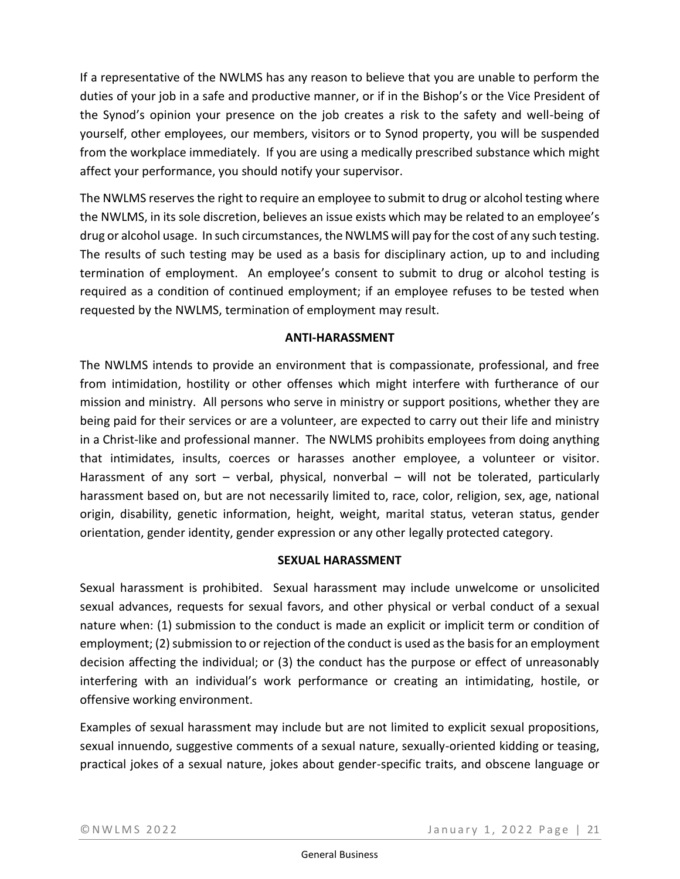If a representative of the NWLMS has any reason to believe that you are unable to perform the duties of your job in a safe and productive manner, or if in the Bishop's or the Vice President of the Synod's opinion your presence on the job creates a risk to the safety and well-being of yourself, other employees, our members, visitors or to Synod property, you will be suspended from the workplace immediately. If you are using a medically prescribed substance which might affect your performance, you should notify your supervisor.

The NWLMS reserves the right to require an employee to submit to drug or alcohol testing where the NWLMS, in its sole discretion, believes an issue exists which may be related to an employee's drug or alcohol usage. In such circumstances, the NWLMS will pay for the cost of any such testing. The results of such testing may be used as a basis for disciplinary action, up to and including termination of employment. An employee's consent to submit to drug or alcohol testing is required as a condition of continued employment; if an employee refuses to be tested when requested by the NWLMS, termination of employment may result.

## ANTI-HARASSMENT

The NWLMS intends to provide an environment that is compassionate, professional, and free from intimidation, hostility or other offenses which might interfere with furtherance of our mission and ministry. All persons who serve in ministry or support positions, whether they are being paid for their services or are a volunteer, are expected to carry out their life and ministry in a Christ-like and professional manner. The NWLMS prohibits employees from doing anything that intimidates, insults, coerces or harasses another employee, a volunteer or visitor. Harassment of any sort – verbal, physical, nonverbal – will not be tolerated, particularly harassment based on, but are not necessarily limited to, race, color, religion, sex, age, national origin, disability, genetic information, height, weight, marital status, veteran status, gender orientation, gender identity, gender expression or any other legally protected category.

## SEXUAL HARASSMENT

Sexual harassment is prohibited. Sexual harassment may include unwelcome or unsolicited sexual advances, requests for sexual favors, and other physical or verbal conduct of a sexual nature when: (1) submission to the conduct is made an explicit or implicit term or condition of employment; (2) submission to or rejection of the conduct is used as the basis for an employment decision affecting the individual; or (3) the conduct has the purpose or effect of unreasonably interfering with an individual's work performance or creating an intimidating, hostile, or offensive working environment.

Examples of sexual harassment may include but are not limited to explicit sexual propositions, sexual innuendo, suggestive comments of a sexual nature, sexually-oriented kidding or teasing, practical jokes of a sexual nature, jokes about gender-specific traits, and obscene language or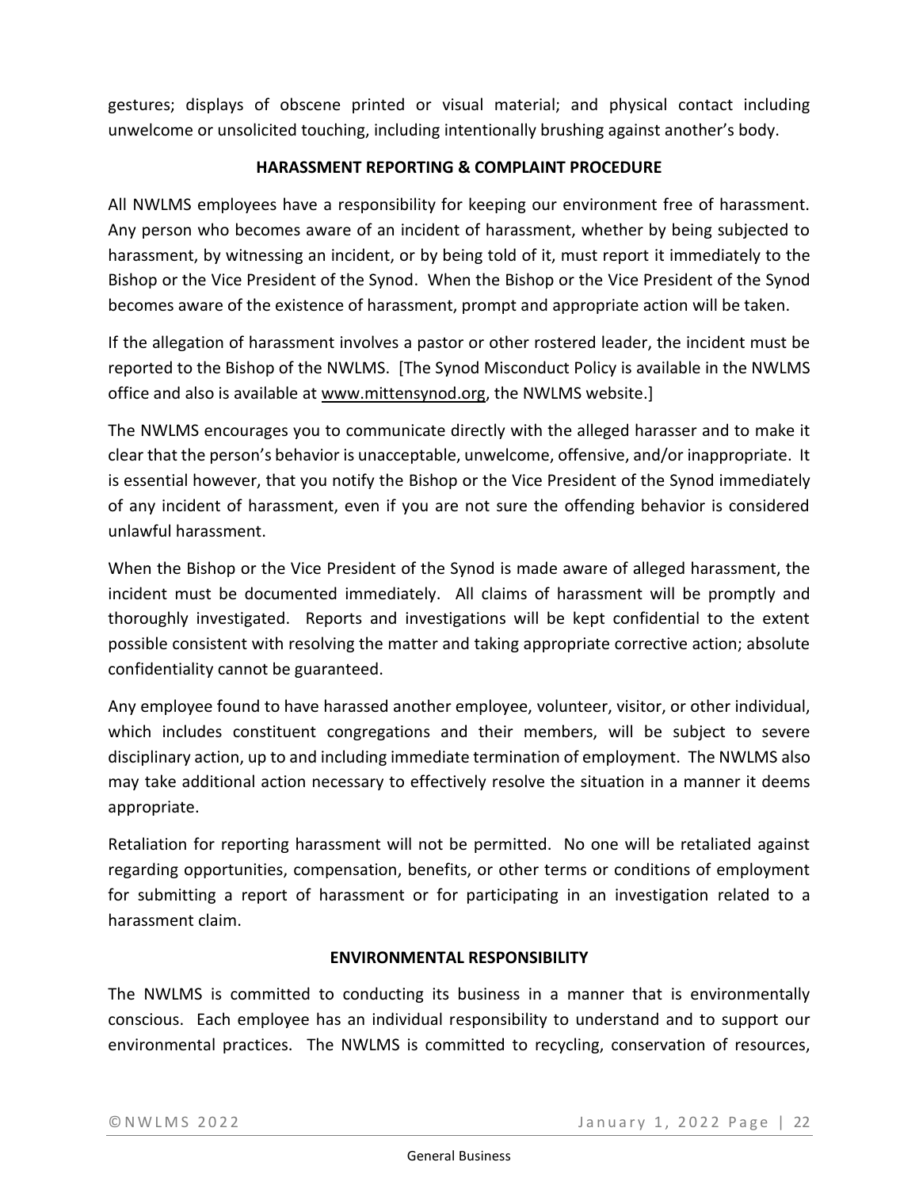gestures; displays of obscene printed or visual material; and physical contact including unwelcome or unsolicited touching, including intentionally brushing against another's body.

### HARASSMENT REPORTING & COMPLAINT PROCEDURE

All NWLMS employees have a responsibility for keeping our environment free of harassment. Any person who becomes aware of an incident of harassment, whether by being subjected to harassment, by witnessing an incident, or by being told of it, must report it immediately to the Bishop or the Vice President of the Synod. When the Bishop or the Vice President of the Synod becomes aware of the existence of harassment, prompt and appropriate action will be taken.

If the allegation of harassment involves a pastor or other rostered leader, the incident must be reported to the Bishop of the NWLMS. [The Synod Misconduct Policy is available in the NWLMS office and also is available at www.mittensynod.org, the NWLMS website.]

The NWLMS encourages you to communicate directly with the alleged harasser and to make it clear that the person's behavior is unacceptable, unwelcome, offensive, and/or inappropriate. It is essential however, that you notify the Bishop or the Vice President of the Synod immediately of any incident of harassment, even if you are not sure the offending behavior is considered unlawful harassment.

When the Bishop or the Vice President of the Synod is made aware of alleged harassment, the incident must be documented immediately. All claims of harassment will be promptly and thoroughly investigated. Reports and investigations will be kept confidential to the extent possible consistent with resolving the matter and taking appropriate corrective action; absolute confidentiality cannot be guaranteed.

Any employee found to have harassed another employee, volunteer, visitor, or other individual, which includes constituent congregations and their members, will be subject to severe disciplinary action, up to and including immediate termination of employment. The NWLMS also may take additional action necessary to effectively resolve the situation in a manner it deems appropriate.

Retaliation for reporting harassment will not be permitted. No one will be retaliated against regarding opportunities, compensation, benefits, or other terms or conditions of employment for submitting a report of harassment or for participating in an investigation related to a harassment claim.

### ENVIRONMENTAL RESPONSIBILITY

The NWLMS is committed to conducting its business in a manner that is environmentally conscious. Each employee has an individual responsibility to understand and to support our environmental practices. The NWLMS is committed to recycling, conservation of resources,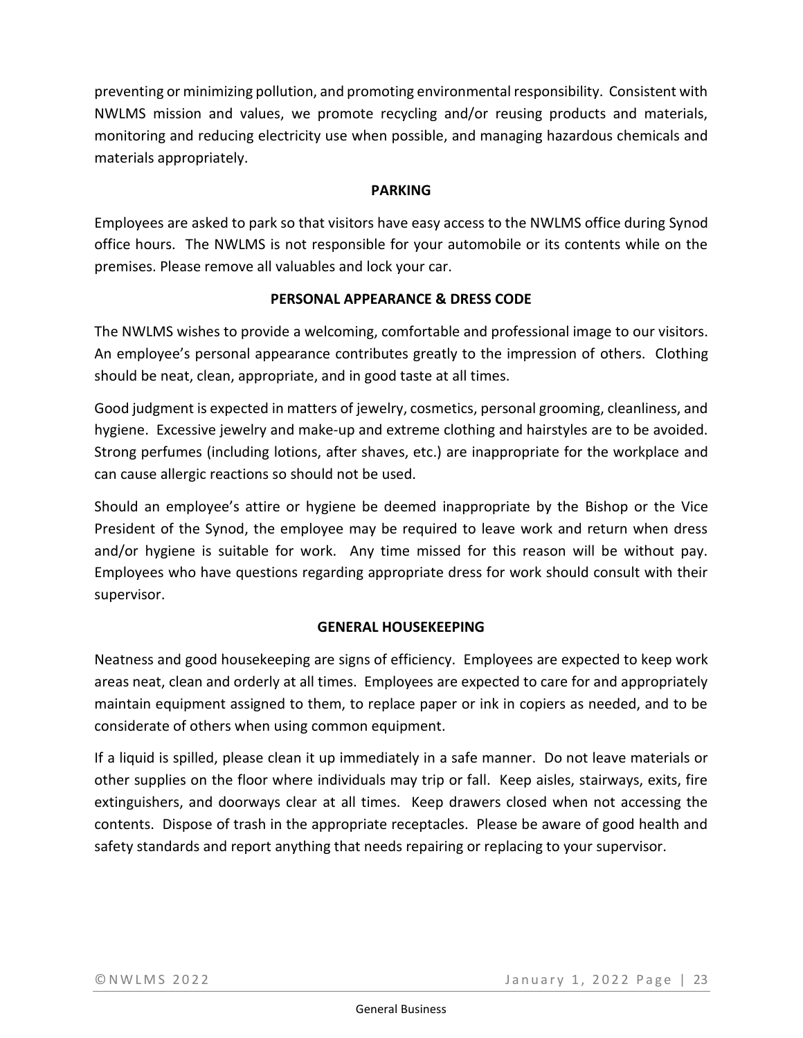preventing or minimizing pollution, and promoting environmental responsibility. Consistent with NWLMS mission and values, we promote recycling and/or reusing products and materials, monitoring and reducing electricity use when possible, and managing hazardous chemicals and materials appropriately.

**PARKING**

Employees are asked to park so that visitors have easy access to the NWLMS office during Synod office hours. The NWLMS is not responsible for your automobile or its contents while on the premises. Please remove all valuables and lock your car.

**PERSONAL APPEARANCE & DRESS CODE**

The NWLMS wishes to provide a welcoming, comfortable and professional image to our visitors. An employee's personal appearance contributes greatly to the impression of others. Clothing should be neat, clean, appropriate, and in good taste at all times.

Good judgment is expected in matters of jewelry, cosmetics, personal grooming, cleanliness, and hygiene. Excessive jewelry and make-up and extreme clothing and hairstyles are to be avoided. Strong perfumes (including lotions, after shaves, etc.) are inappropriate for the workplace and can cause allergic reactions so should not be used.

Should an employee's attire or hygiene be deemed inappropriate by the Bishop or the Vice President of the Synod, the employee may be required to leave work and return when dress and/or hygiene is suitable for work. Any time missed for this reason will be without pay. Employees who have questions regarding appropriate dress for work should consult with their supervisor.

**GENERAL HOUSEKEEPING**

Neatness and good housekeeping are signs of efficiency. Employees are expected to keep work areas neat, clean and orderly at all times. Employees are expected to care for and appropriately maintain equipment assigned to them, to replace paper or ink in copiers as needed, and to be considerate of others when using common equipment.

If a liquid is spilled, please clean it up immediately in a safe manner. Do not leave materials or other supplies on the floor where individuals may trip or fall. Keep aisles, stairways, exits, fire extinguishers, and doorways clear at all times. Keep drawers closed when not accessing the contents. Dispose of trash in the appropriate receptacles. Please be aware of good health and safety standards and report anything that needs repairing or replacing to your supervisor.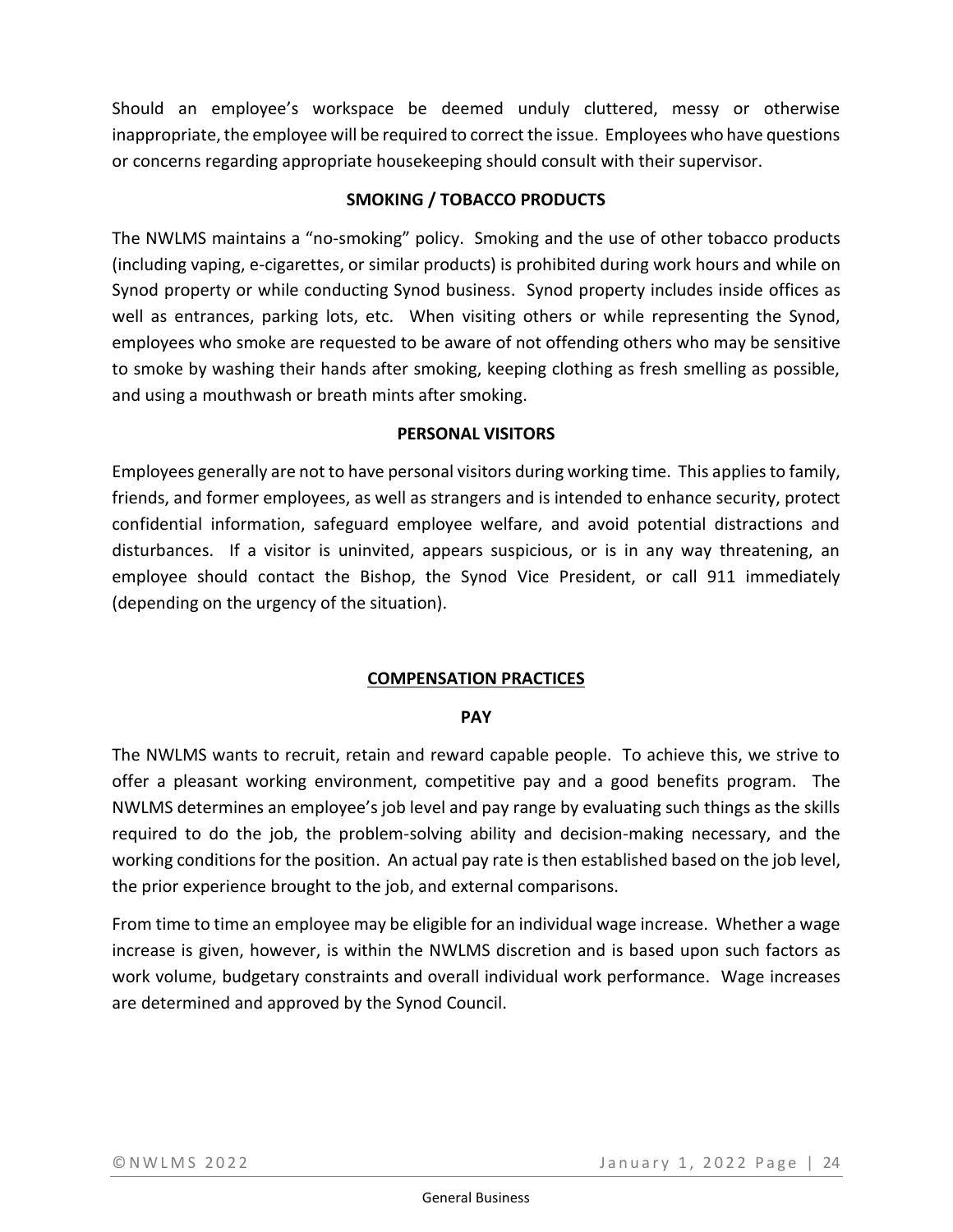Should an employee's workspace be deemed unduly cluttered, messy or otherwise inappropriate, the employee will be required to correct the issue. Employees who have questions or concerns regarding appropriate housekeeping should consult with their supervisor.

### SMOKING / TOBACCO PRODUCTS

The NWLMS maintains a "no-smoking" policy. Smoking and the use of other tobacco products (including vaping, e-cigarettes, or similar products) is prohibited during work hours and while on Synod property or while conducting Synod business. Synod property includes inside offices as well as entrances, parking lots, etc. When visiting others or while representing the Synod, employees who smoke are requested to be aware of not offending others who may be sensitive to smoke by washing their hands after smoking, keeping clothing as fresh smelling as possible, and using a mouthwash or breath mints after smoking.

### PERSONAL VISITORS

Employees generally are not to have personal visitors during working time. This applies to family, friends, and former employees, as well as strangers and is intended to enhance security, protect confidential information, safeguard employee welfare, and avoid potential distractions and disturbances. If a visitor is uninvited, appears suspicious, or is in any way threatening, an employee should contact the Bishop, the Synod Vice President, or call 911 immediately (depending on the urgency of the situation).

## COMPENSATION PRACTICES

### PAY

The NWLMS wants to recruit, retain and reward capable people. To achieve this, we strive to offer a pleasant working environment, competitive pay and a good benefits program. The NWLMS determines an employee's job level and pay range by evaluating such things as the skills required to do the job, the problem-solving ability and decision-making necessary, and the working conditions for the position. An actual pay rate is then established based on the job level, the prior experience brought to the job, and external comparisons.

From time to time an employee may be eligible for an individual wage increase. Whether a wage increase is given, however, is within the NWLMS discretion and is based upon such factors as work volume, budgetary constraints and overall individual work performance. Wage increases are determined and approved by the Synod Council.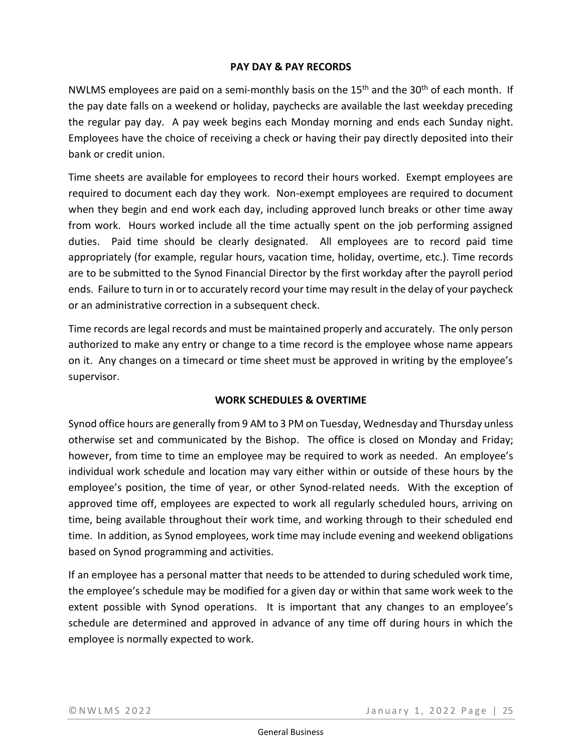## PAY DAY & PAY RECORDS

NWLMS employees are paid on a semi-monthly basis on the 15th and the 30th of each month. If the pay date falls on a weekend or holiday, paychecks are available the last weekday preceding the regular pay day. A pay week begins each Monday morning and ends each Sunday night. Employees have the choice of receiving a check or having their pay directly deposited into their bank or credit union.

Time sheets are available for employees to record their hours worked. Exempt employees are required to document each day they work. Non-exempt employees are required to document when they begin and end work each day, including approved lunch breaks or other time away from work. Hours worked include all the time actually spent on the job performing assigned duties. Paid time should be clearly designated. All employees are to record paid time appropriately (for example, regular hours, vacation time, holiday, overtime, etc.). Time records are to be submitted to the Synod Financial Director by the first workday after the payroll period ends. Failure to turn in or to accurately record your time may result in the delay of your paycheck or an administrative correction in a subsequent check.

Time records are legal records and must be maintained properly and accurately. The only person authorized to make any entry or change to a time record is the employee whose name appears on it. Any changes on a timecard or time sheet must be approved in writing by the employee's supervisor.

## WORK SCHEDULES & OVERTIME

Synod office hours are generally from 9 AM to 3 PM on Tuesday, Wednesday and Thursday unless otherwise set and communicated by the Bishop. The office is closed on Monday and Friday; however, from time to time an employee may be required to work as needed. An employee's individual work schedule and location may vary either within or outside of these hours by the employee's position, the time of year, or other Synod-related needs. With the exception of approved time off, employees are expected to work all regularly scheduled hours, arriving on time, being available throughout their work time, and working through to their scheduled end time. In addition, as Synod employees, work time may include evening and weekend obligations based on Synod programming and activities.

If an employee has a personal matter that needs to be attended to during scheduled work time, the employee's schedule may be modified for a given day or within that same work week to the extent possible with Synod operations. It is important that any changes to an employee's schedule are determined and approved in advance of any time off during hours in which the employee is normally expected to work.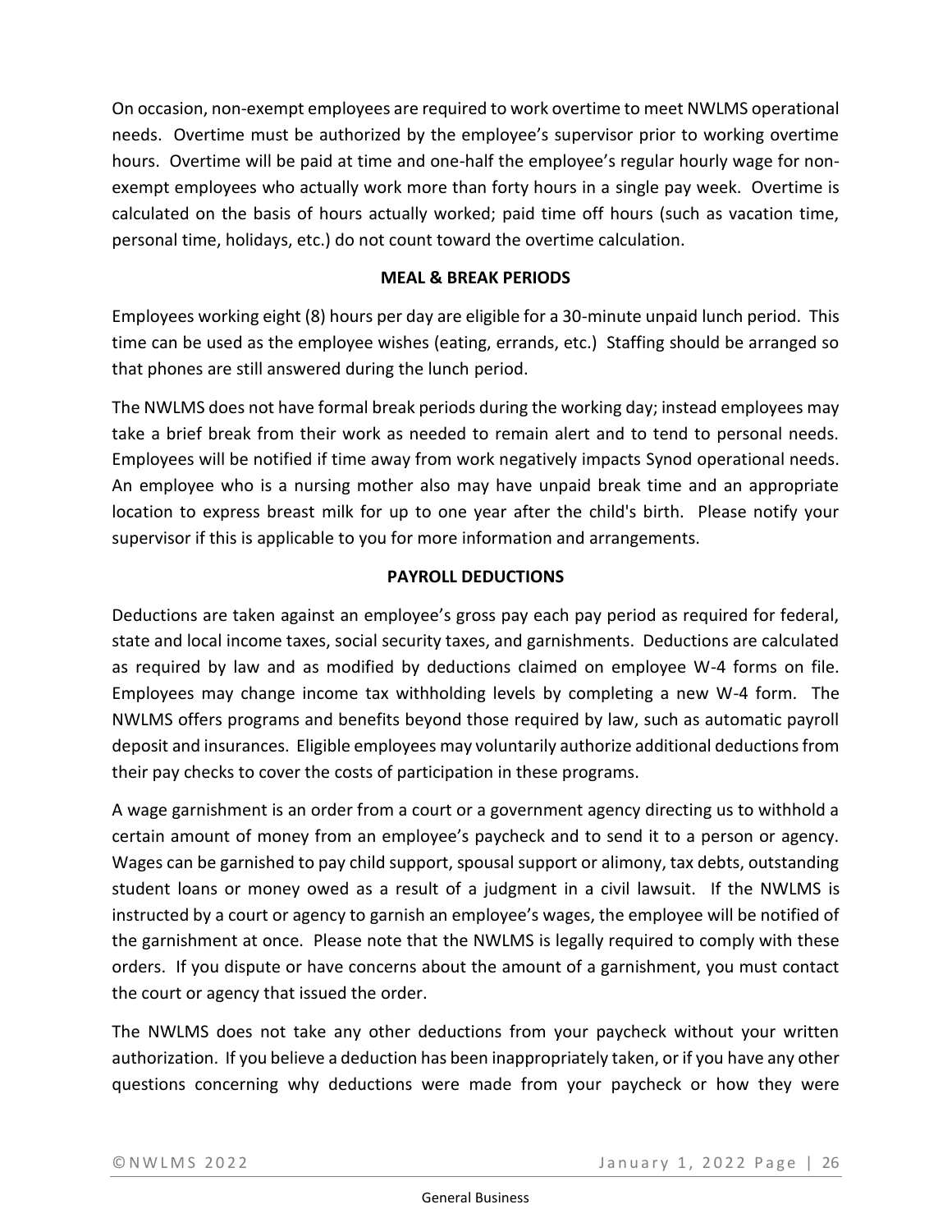On occasion, non-exempt employees are required to work overtime to meet NWLMS operational needs. Overtime must be authorized by the employee's supervisor prior to working overtime hours. Overtime will be paid at time and one-half the employee's regular hourly wage for non-exempt employees who actually work more than forty hours in a single pay week. Overtime is calculated on the basis of hours actually worked; paid time off hours (such as vacation time, personal time, holidays, etc.) do not count toward the overtime calculation.

## MEAL & BREAK PERIODS

Employees working eight (8) hours per day are eligible for a 30-minute unpaid lunch period. This time can be used as the employee wishes (eating, errands, etc.) Staffing should be arranged so that phones are still answered during the lunch period.

The NWLMS does not have formal break periods during the working day; instead employees may take a brief break from their work as needed to remain alert and to tend to personal needs. Employees will be notified if time away from work negatively impacts Synod operational needs. An employee who is a nursing mother also may have unpaid break time and an appropriate location to express breast milk for up to one year after the child's birth. Please notify your supervisor if this is applicable to you for more information and arrangements.

## PAYROLL DEDUCTIONS

Deductions are taken against an employee's gross pay each pay period as required for federal, state and local income taxes, social security taxes, and garnishments. Deductions are calculated as required by law and as modified by deductions claimed on employee W-4 forms on file. Employees may change income tax withholding levels by completing a new W-4 form. The NWLMS offers programs and benefits beyond those required by law, such as automatic payroll deposit and insurances. Eligible employees may voluntarily authorize additional deductions from their pay checks to cover the costs of participation in these programs.

A wage garnishment is an order from a court or a government agency directing us to withhold a certain amount of money from an employee's paycheck and to send it to a person or agency. Wages can be garnished to pay child support, spousal support or alimony, tax debts, outstanding student loans or money owed as a result of a judgment in a civil lawsuit. If the NWLMS is instructed by a court or agency to garnish an employee's wages, the employee will be notified of the garnishment at once. Please note that the NWLMS is legally required to comply with these orders. If you dispute or have concerns about the amount of a garnishment, you must contact the court or agency that issued the order.

The NWLMS does not take any other deductions from your paycheck without your written authorization. If you believe a deduction has been inappropriately taken, or if you have any other questions concerning why deductions were made from your paycheck or how they were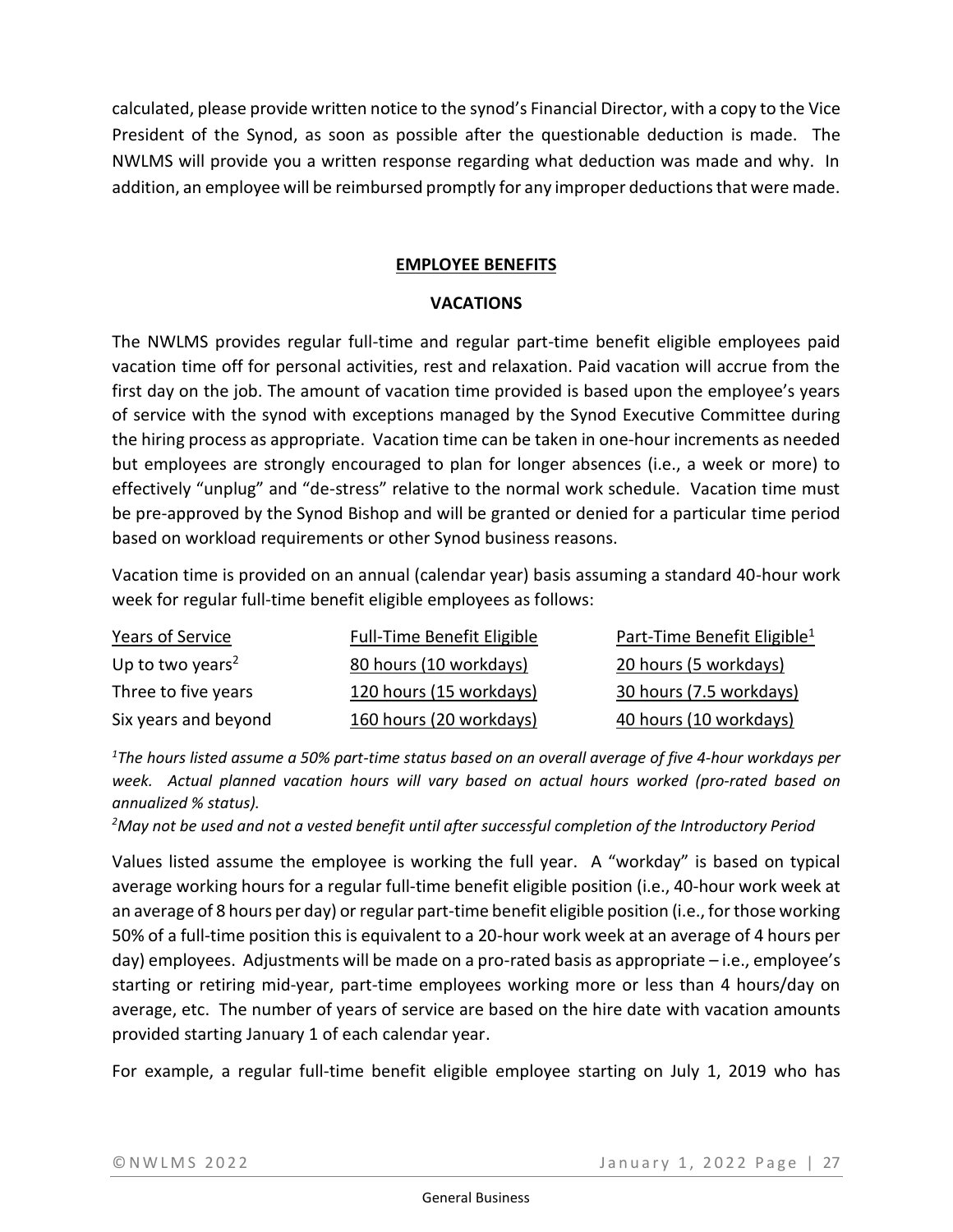calculated, please provide written notice to the synod's Financial Director, with a copy to the Vice President of the Synod, as soon as possible after the questionable deduction is made. The NWLMS will provide you a written response regarding what deduction was made and why. In addition, an employee will be reimbursed promptly for any improper deductions that were made.

## EMPLOYEE BENEFITS

### VACATIONS

The NWLMS provides regular full-time and regular part-time benefit eligible employees paid vacation time off for personal activities, rest and relaxation. Paid vacation will accrue from the first day on the job. The amount of vacation time provided is based upon the employee's years of service with the synod with exceptions managed by the Synod Executive Committee during the hiring process as appropriate. Vacation time can be taken in one-hour increments as needed but employees are strongly encouraged to plan for longer absences (i.e., a week or more) to effectively "unplug" and "de-stress" relative to the normal work schedule. Vacation time must be pre-approved by the Synod Bishop and will be granted or denied for a particular time period based on workload requirements or other Synod business reasons.

Vacation time is provided on an annual (calendar year) basis assuming a standard 40-hour work week for regular full-time benefit eligible employees as follows:

| Years of Service | Full-Time Benefit Eligible | Part-Time Benefit Eligible[1] |
|---|---|---|
| Up to two years[2] | 80 hours (10 workdays) | 20 hours (5 workdays) |
| Three to five years | 120 hours (15 workdays) | 30 hours (7.5 workdays) |
| Six years and beyond | 160 hours (20 workdays) | 40 hours (10 workdays) |

*[1]The hours listed assume a 50% part-time status based on an overall average of five 4-hour workdays per week. Actual planned vacation hours will vary based on actual hours worked (pro-rated based on annualized % status).*

*[2]May not be used and not a vested benefit until after successful completion of the Introductory Period*

Values listed assume the employee is working the full year. A "workday" is based on typical average working hours for a regular full-time benefit eligible position (i.e., 40-hour work week at an average of 8 hours per day) or regular part-time benefit eligible position (i.e., for those working 50% of a full-time position this is equivalent to a 20-hour work week at an average of 4 hours per day) employees. Adjustments will be made on a pro-rated basis as appropriate – i.e., employee's starting or retiring mid-year, part-time employees working more or less than 4 hours/day on average, etc. The number of years of service are based on the hire date with vacation amounts provided starting January 1 of each calendar year.

For example, a regular full-time benefit eligible employee starting on July 1, 2019 who has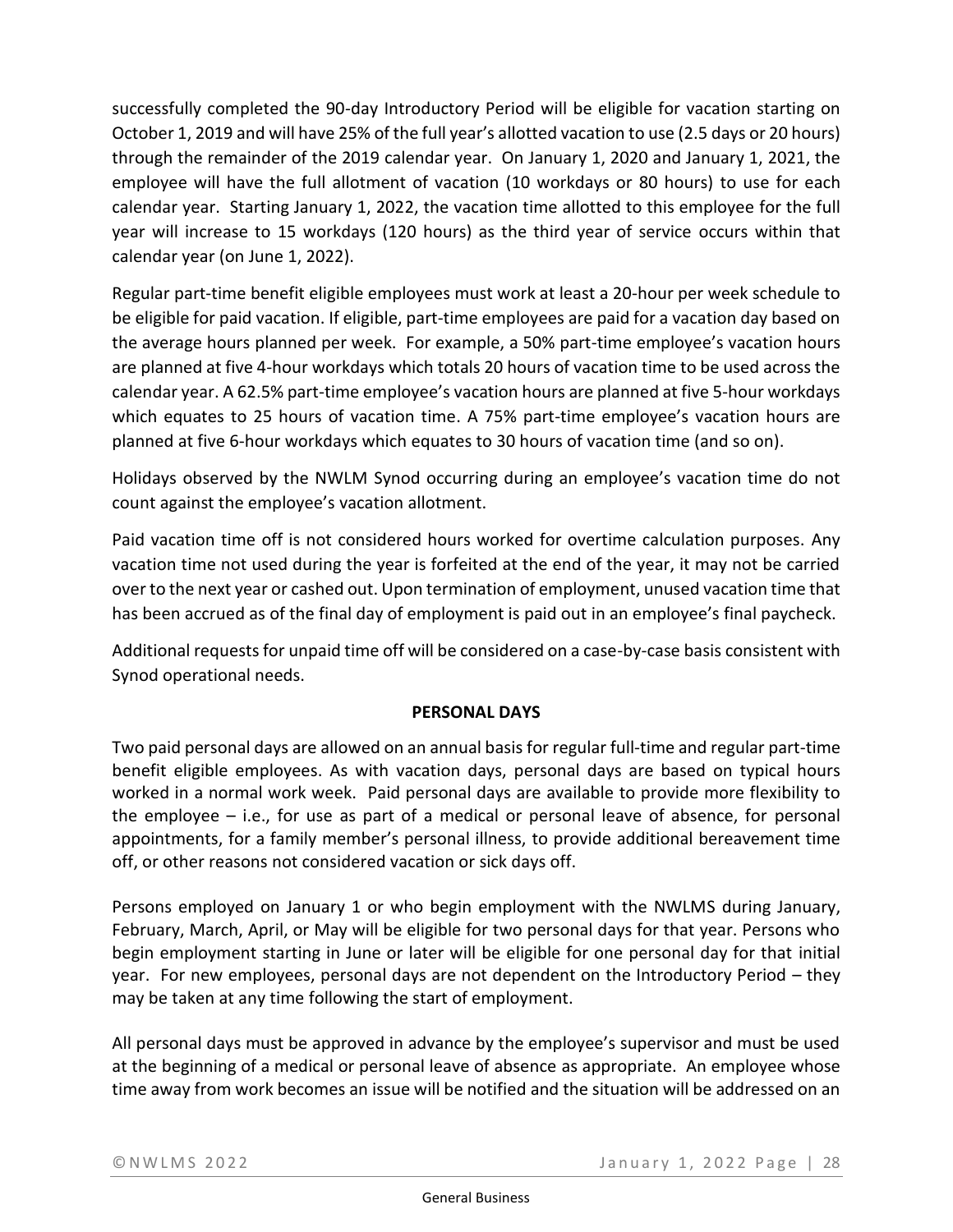successfully completed the 90-day Introductory Period will be eligible for vacation starting on October 1, 2019 and will have 25% of the full year's allotted vacation to use (2.5 days or 20 hours) through the remainder of the 2019 calendar year. On January 1, 2020 and January 1, 2021, the employee will have the full allotment of vacation (10 workdays or 80 hours) to use for each calendar year. Starting January 1, 2022, the vacation time allotted to this employee for the full year will increase to 15 workdays (120 hours) as the third year of service occurs within that calendar year (on June 1, 2022).

Regular part-time benefit eligible employees must work at least a 20-hour per week schedule to be eligible for paid vacation. If eligible, part-time employees are paid for a vacation day based on the average hours planned per week. For example, a 50% part-time employee's vacation hours are planned at five 4-hour workdays which totals 20 hours of vacation time to be used across the calendar year. A 62.5% part-time employee's vacation hours are planned at five 5-hour workdays which equates to 25 hours of vacation time. A 75% part-time employee's vacation hours are planned at five 6-hour workdays which equates to 30 hours of vacation time (and so on).

Holidays observed by the NWLM Synod occurring during an employee's vacation time do not count against the employee's vacation allotment.

Paid vacation time off is not considered hours worked for overtime calculation purposes. Any vacation time not used during the year is forfeited at the end of the year, it may not be carried over to the next year or cashed out. Upon termination of employment, unused vacation time that has been accrued as of the final day of employment is paid out in an employee's final paycheck.

Additional requests for unpaid time off will be considered on a case-by-case basis consistent with Synod operational needs.

## PERSONAL DAYS

Two paid personal days are allowed on an annual basis for regular full-time and regular part-time benefit eligible employees. As with vacation days, personal days are based on typical hours worked in a normal work week. Paid personal days are available to provide more flexibility to the employee – i.e., for use as part of a medical or personal leave of absence, for personal appointments, for a family member's personal illness, to provide additional bereavement time off, or other reasons not considered vacation or sick days off.

Persons employed on January 1 or who begin employment with the NWLMS during January, February, March, April, or May will be eligible for two personal days for that year. Persons who begin employment starting in June or later will be eligible for one personal day for that initial year. For new employees, personal days are not dependent on the Introductory Period – they may be taken at any time following the start of employment.

All personal days must be approved in advance by the employee's supervisor and must be used at the beginning of a medical or personal leave of absence as appropriate. An employee whose time away from work becomes an issue will be notified and the situation will be addressed on an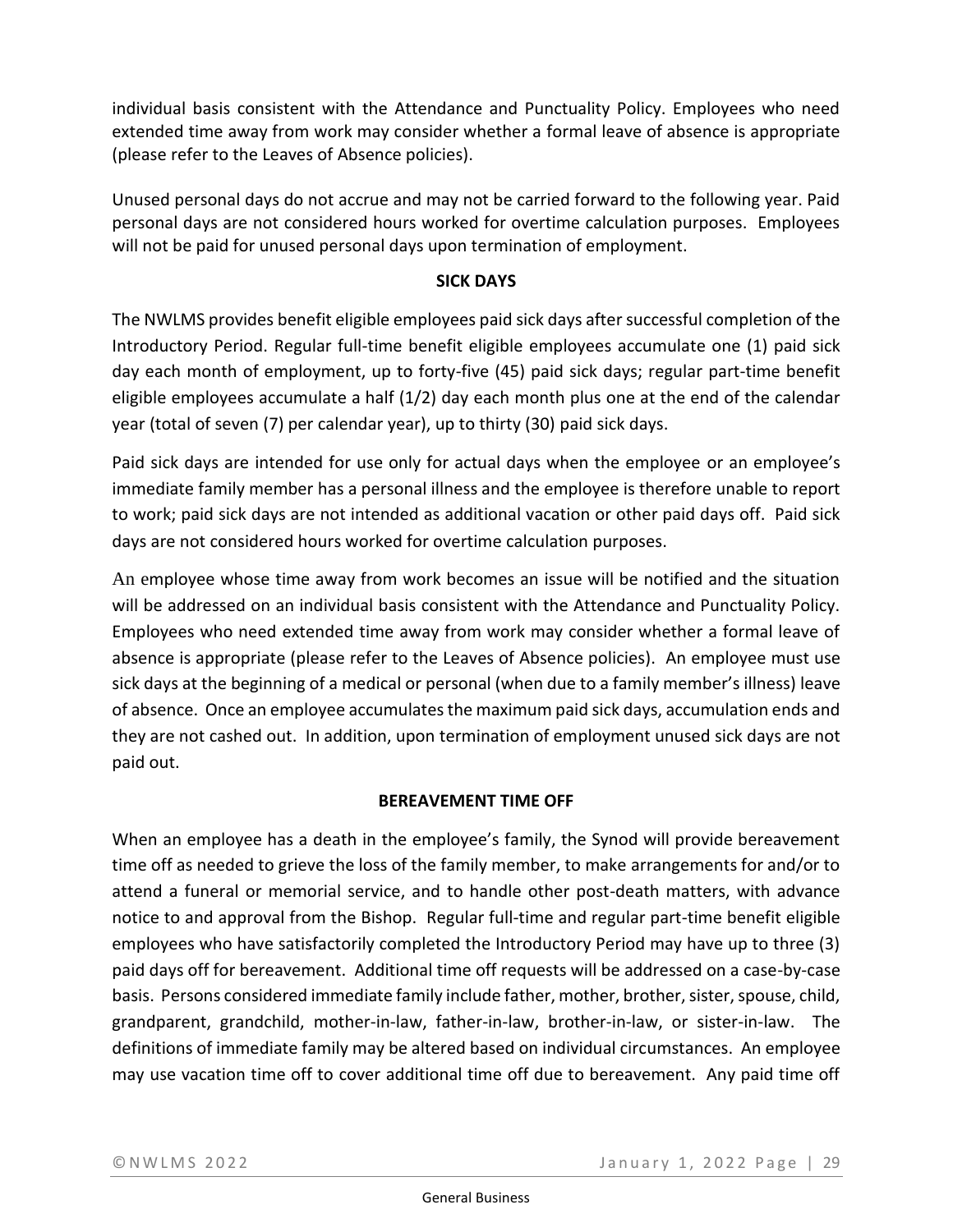individual basis consistent with the Attendance and Punctuality Policy. Employees who need extended time away from work may consider whether a formal leave of absence is appropriate (please refer to the Leaves of Absence policies).

Unused personal days do not accrue and may not be carried forward to the following year. Paid personal days are not considered hours worked for overtime calculation purposes. Employees will not be paid for unused personal days upon termination of employment.

### SICK DAYS

The NWLMS provides benefit eligible employees paid sick days after successful completion of the Introductory Period. Regular full-time benefit eligible employees accumulate one (1) paid sick day each month of employment, up to forty-five (45) paid sick days; regular part-time benefit eligible employees accumulate a half (1/2) day each month plus one at the end of the calendar year (total of seven (7) per calendar year), up to thirty (30) paid sick days.

Paid sick days are intended for use only for actual days when the employee or an employee's immediate family member has a personal illness and the employee is therefore unable to report to work; paid sick days are not intended as additional vacation or other paid days off. Paid sick days are not considered hours worked for overtime calculation purposes.

An employee whose time away from work becomes an issue will be notified and the situation will be addressed on an individual basis consistent with the Attendance and Punctuality Policy. Employees who need extended time away from work may consider whether a formal leave of absence is appropriate (please refer to the Leaves of Absence policies). An employee must use sick days at the beginning of a medical or personal (when due to a family member's illness) leave of absence. Once an employee accumulates the maximum paid sick days, accumulation ends and they are not cashed out. In addition, upon termination of employment unused sick days are not paid out.

### BEREAVEMENT TIME OFF

When an employee has a death in the employee's family, the Synod will provide bereavement time off as needed to grieve the loss of the family member, to make arrangements for and/or to attend a funeral or memorial service, and to handle other post-death matters, with advance notice to and approval from the Bishop. Regular full-time and regular part-time benefit eligible employees who have satisfactorily completed the Introductory Period may have up to three (3) paid days off for bereavement. Additional time off requests will be addressed on a case-by-case basis. Persons considered immediate family include father, mother, brother, sister, spouse, child, grandparent, grandchild, mother-in-law, father-in-law, brother-in-law, or sister-in-law. The definitions of immediate family may be altered based on individual circumstances. An employee may use vacation time off to cover additional time off due to bereavement. Any paid time off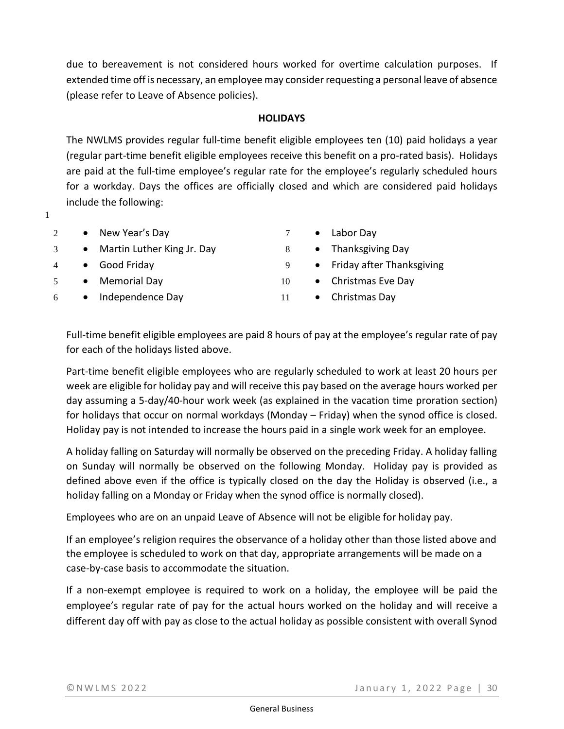due to bereavement is not considered hours worked for overtime calculation purposes. If extended time off is necessary, an employee may consider requesting a personal leave of absence (please refer to Leave of Absence policies).

## HOLIDAYS

The NWLMS provides regular full-time benefit eligible employees ten (10) paid holidays a year (regular part-time benefit eligible employees receive this benefit on a pro-rated basis). Holidays are paid at the full-time employee's regular rate for the employee's regularly scheduled hours for a workday. Days the offices are officially closed and which are considered paid holidays include the following:

- New Year's Day
- Martin Luther King Jr. Day
- Good Friday
- Memorial Day
- Independence Day
- Labor Day
- Thanksgiving Day
- Friday after Thanksgiving
- Christmas Eve Day
- Christmas Day

Full-time benefit eligible employees are paid 8 hours of pay at the employee's regular rate of pay for each of the holidays listed above.

Part-time benefit eligible employees who are regularly scheduled to work at least 20 hours per week are eligible for holiday pay and will receive this pay based on the average hours worked per day assuming a 5-day/40-hour work week (as explained in the vacation time proration section) for holidays that occur on normal workdays (Monday – Friday) when the synod office is closed. Holiday pay is not intended to increase the hours paid in a single work week for an employee.

A holiday falling on Saturday will normally be observed on the preceding Friday. A holiday falling on Sunday will normally be observed on the following Monday. Holiday pay is provided as defined above even if the office is typically closed on the day the Holiday is observed (i.e., a holiday falling on a Monday or Friday when the synod office is normally closed).

Employees who are on an unpaid Leave of Absence will not be eligible for holiday pay.

If an employee's religion requires the observance of a holiday other than those listed above and the employee is scheduled to work on that day, appropriate arrangements will be made on a case-by-case basis to accommodate the situation.

If a non-exempt employee is required to work on a holiday, the employee will be paid the employee's regular rate of pay for the actual hours worked on the holiday and will receive a different day off with pay as close to the actual holiday as possible consistent with overall Synod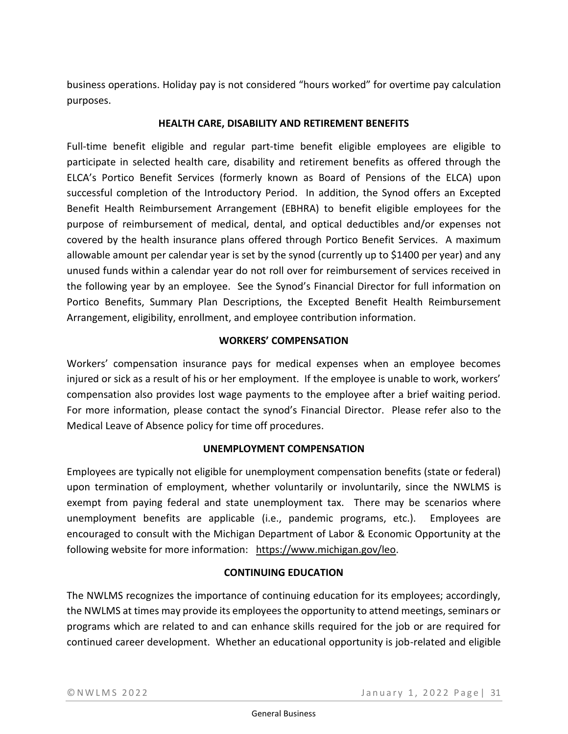business operations. Holiday pay is not considered "hours worked" for overtime pay calculation purposes.

### HEALTH CARE, DISABILITY AND RETIREMENT BENEFITS

Full-time benefit eligible and regular part-time benefit eligible employees are eligible to participate in selected health care, disability and retirement benefits as offered through the ELCA's Portico Benefit Services (formerly known as Board of Pensions of the ELCA) upon successful completion of the Introductory Period. In addition, the Synod offers an Excepted Benefit Health Reimbursement Arrangement (EBHRA) to benefit eligible employees for the purpose of reimbursement of medical, dental, and optical deductibles and/or expenses not covered by the health insurance plans offered through Portico Benefit Services. A maximum allowable amount per calendar year is set by the synod (currently up to $1400 per year) and any unused funds within a calendar year do not roll over for reimbursement of services received in the following year by an employee. See the Synod's Financial Director for full information on Portico Benefits, Summary Plan Descriptions, the Excepted Benefit Health Reimbursement Arrangement, eligibility, enrollment, and employee contribution information.

### WORKERS' COMPENSATION

Workers' compensation insurance pays for medical expenses when an employee becomes injured or sick as a result of his or her employment. If the employee is unable to work, workers' compensation also provides lost wage payments to the employee after a brief waiting period. For more information, please contact the synod's Financial Director. Please refer also to the Medical Leave of Absence policy for time off procedures.

### UNEMPLOYMENT COMPENSATION

Employees are typically not eligible for unemployment compensation benefits (state or federal) upon termination of employment, whether voluntarily or involuntarily, since the NWLMS is exempt from paying federal and state unemployment tax. There may be scenarios where unemployment benefits are applicable (i.e., pandemic programs, etc.). Employees are encouraged to consult with the Michigan Department of Labor & Economic Opportunity at the following website for more information: https://www.michigan.gov/leo.

### CONTINUING EDUCATION

The NWLMS recognizes the importance of continuing education for its employees; accordingly, the NWLMS at times may provide its employees the opportunity to attend meetings, seminars or programs which are related to and can enhance skills required for the job or are required for continued career development. Whether an educational opportunity is job-related and eligible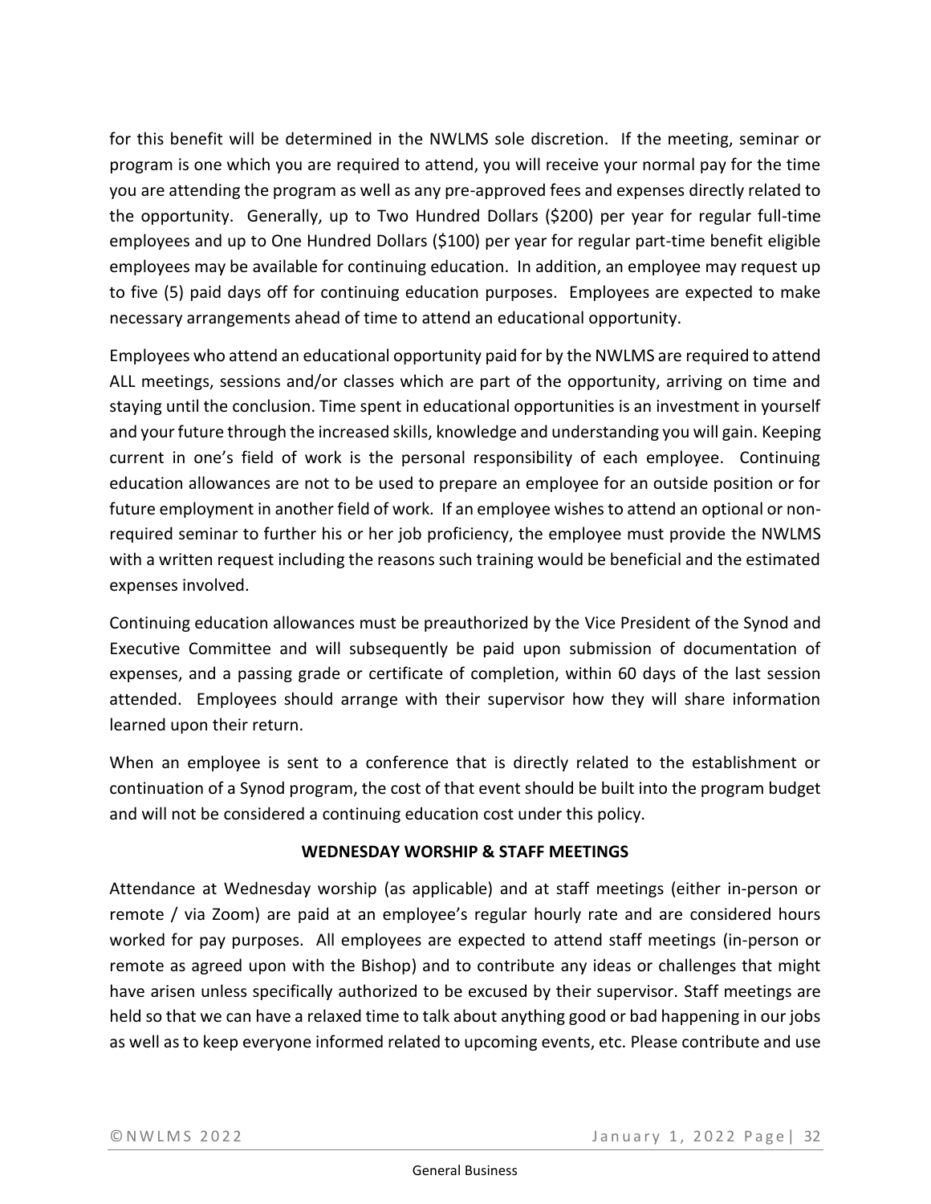for this benefit will be determined in the NWLMS sole discretion. If the meeting, seminar or program is one which you are required to attend, you will receive your normal pay for the time you are attending the program as well as any pre-approved fees and expenses directly related to the opportunity. Generally, up to Two Hundred Dollars ($200) per year for regular full-time employees and up to One Hundred Dollars ($100) per year for regular part-time benefit eligible employees may be available for continuing education. In addition, an employee may request up to five (5) paid days off for continuing education purposes. Employees are expected to make necessary arrangements ahead of time to attend an educational opportunity.

Employees who attend an educational opportunity paid for by the NWLMS are required to attend ALL meetings, sessions and/or classes which are part of the opportunity, arriving on time and staying until the conclusion. Time spent in educational opportunities is an investment in yourself and your future through the increased skills, knowledge and understanding you will gain. Keeping current in one's field of work is the personal responsibility of each employee. Continuing education allowances are not to be used to prepare an employee for an outside position or for future employment in another field of work. If an employee wishes to attend an optional or non-required seminar to further his or her job proficiency, the employee must provide the NWLMS with a written request including the reasons such training would be beneficial and the estimated expenses involved.

Continuing education allowances must be preauthorized by the Vice President of the Synod and Executive Committee and will subsequently be paid upon submission of documentation of expenses, and a passing grade or certificate of completion, within 60 days of the last session attended. Employees should arrange with their supervisor how they will share information learned upon their return.

When an employee is sent to a conference that is directly related to the establishment or continuation of a Synod program, the cost of that event should be built into the program budget and will not be considered a continuing education cost under this policy.

**WEDNESDAY WORSHIP & STAFF MEETINGS**

Attendance at Wednesday worship (as applicable) and at staff meetings (either in-person or remote / via Zoom) are paid at an employee's regular hourly rate and are considered hours worked for pay purposes. All employees are expected to attend staff meetings (in-person or remote as agreed upon with the Bishop) and to contribute any ideas or challenges that might have arisen unless specifically authorized to be excused by their supervisor. Staff meetings are held so that we can have a relaxed time to talk about anything good or bad happening in our jobs as well as to keep everyone informed related to upcoming events, etc. Please contribute and use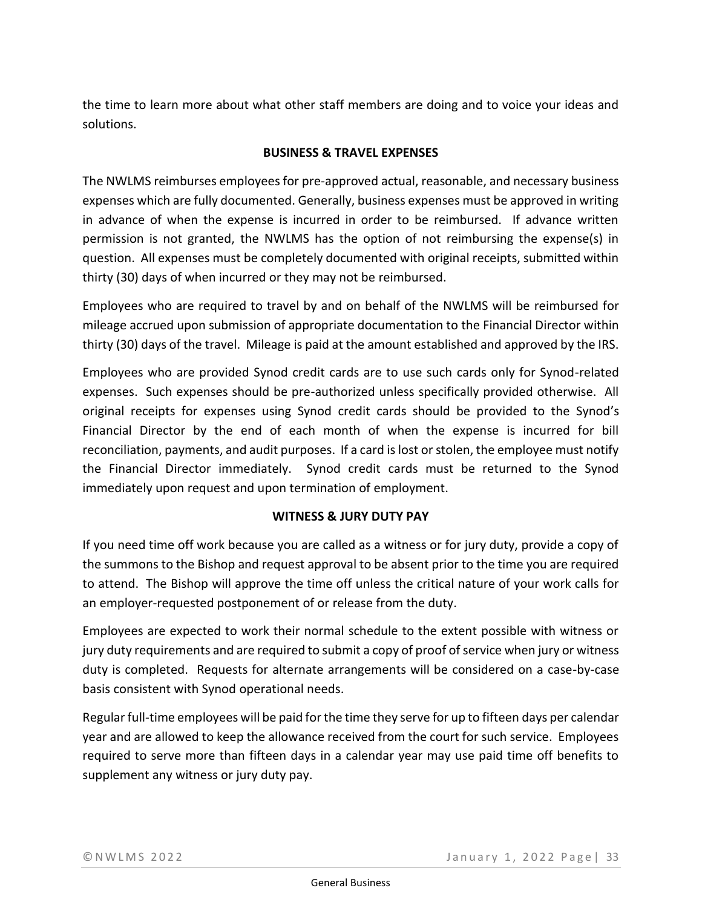the time to learn more about what other staff members are doing and to voice your ideas and solutions.

## BUSINESS & TRAVEL EXPENSES

The NWLMS reimburses employees for pre-approved actual, reasonable, and necessary business expenses which are fully documented. Generally, business expenses must be approved in writing in advance of when the expense is incurred in order to be reimbursed. If advance written permission is not granted, the NWLMS has the option of not reimbursing the expense(s) in question. All expenses must be completely documented with original receipts, submitted within thirty (30) days of when incurred or they may not be reimbursed.

Employees who are required to travel by and on behalf of the NWLMS will be reimbursed for mileage accrued upon submission of appropriate documentation to the Financial Director within thirty (30) days of the travel. Mileage is paid at the amount established and approved by the IRS.

Employees who are provided Synod credit cards are to use such cards only for Synod-related expenses. Such expenses should be pre-authorized unless specifically provided otherwise. All original receipts for expenses using Synod credit cards should be provided to the Synod's Financial Director by the end of each month of when the expense is incurred for bill reconciliation, payments, and audit purposes. If a card is lost or stolen, the employee must notify the Financial Director immediately. Synod credit cards must be returned to the Synod immediately upon request and upon termination of employment.

## WITNESS & JURY DUTY PAY

If you need time off work because you are called as a witness or for jury duty, provide a copy of the summons to the Bishop and request approval to be absent prior to the time you are required to attend. The Bishop will approve the time off unless the critical nature of your work calls for an employer-requested postponement of or release from the duty.

Employees are expected to work their normal schedule to the extent possible with witness or jury duty requirements and are required to submit a copy of proof of service when jury or witness duty is completed. Requests for alternate arrangements will be considered on a case-by-case basis consistent with Synod operational needs.

Regular full-time employees will be paid for the time they serve for up to fifteen days per calendar year and are allowed to keep the allowance received from the court for such service. Employees required to serve more than fifteen days in a calendar year may use paid time off benefits to supplement any witness or jury duty pay.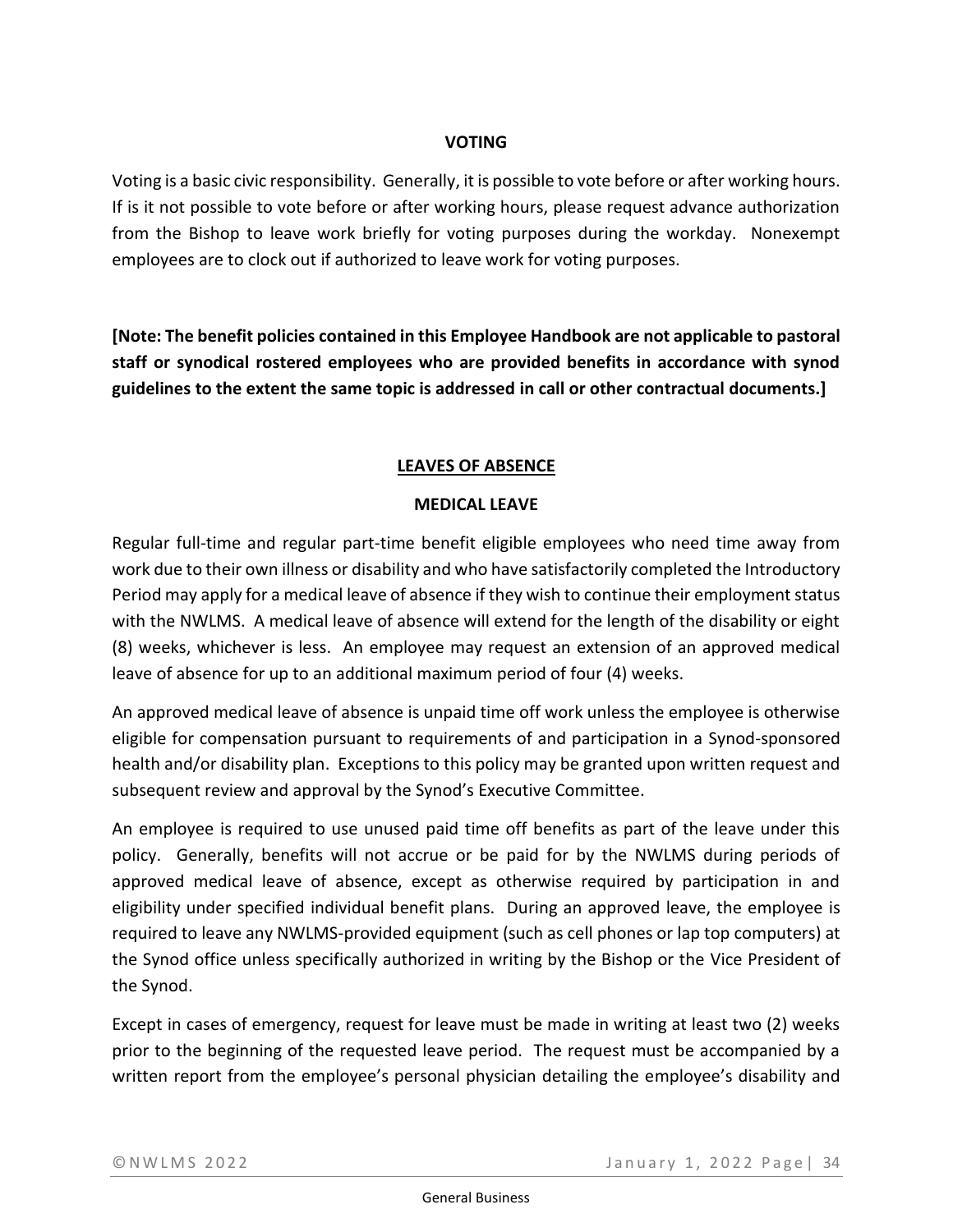### VOTING

Voting is a basic civic responsibility. Generally, it is possible to vote before or after working hours. If is it not possible to vote before or after working hours, please request advance authorization from the Bishop to leave work briefly for voting purposes during the workday. Nonexempt employees are to clock out if authorized to leave work for voting purposes.

**[Note: The benefit policies contained in this Employee Handbook are not applicable to pastoral staff or synodical rostered employees who are provided benefits in accordance with synod guidelines to the extent the same topic is addressed in call or other contractual documents.]**

## LEAVES OF ABSENCE

### MEDICAL LEAVE

Regular full-time and regular part-time benefit eligible employees who need time away from work due to their own illness or disability and who have satisfactorily completed the Introductory Period may apply for a medical leave of absence if they wish to continue their employment status with the NWLMS. A medical leave of absence will extend for the length of the disability or eight (8) weeks, whichever is less. An employee may request an extension of an approved medical leave of absence for up to an additional maximum period of four (4) weeks.

An approved medical leave of absence is unpaid time off work unless the employee is otherwise eligible for compensation pursuant to requirements of and participation in a Synod-sponsored health and/or disability plan. Exceptions to this policy may be granted upon written request and subsequent review and approval by the Synod's Executive Committee.

An employee is required to use unused paid time off benefits as part of the leave under this policy. Generally, benefits will not accrue or be paid for by the NWLMS during periods of approved medical leave of absence, except as otherwise required by participation in and eligibility under specified individual benefit plans. During an approved leave, the employee is required to leave any NWLMS-provided equipment (such as cell phones or lap top computers) at the Synod office unless specifically authorized in writing by the Bishop or the Vice President of the Synod.

Except in cases of emergency, request for leave must be made in writing at least two (2) weeks prior to the beginning of the requested leave period. The request must be accompanied by a written report from the employee's personal physician detailing the employee's disability and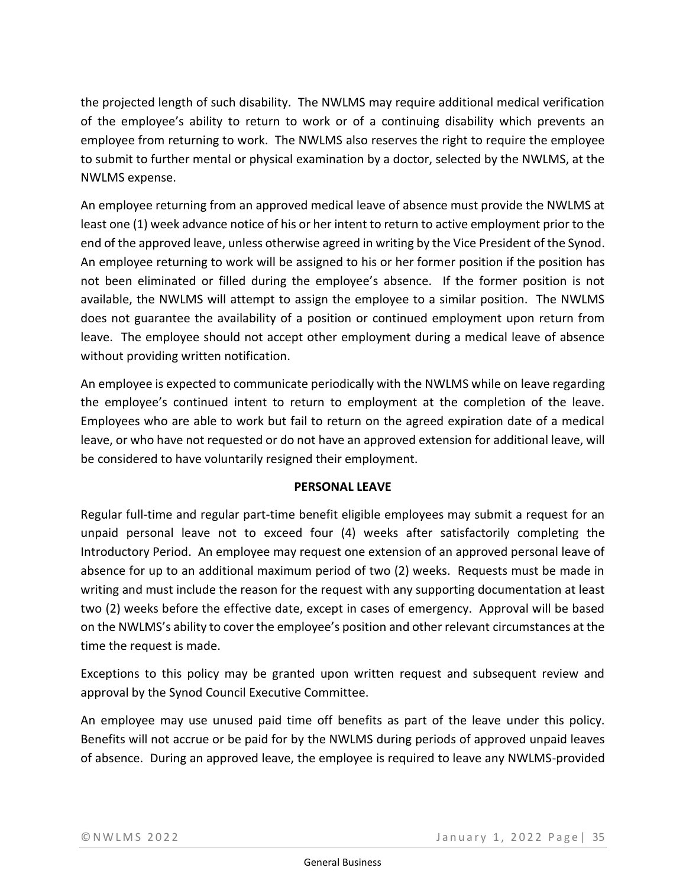the projected length of such disability. The NWLMS may require additional medical verification of the employee's ability to return to work or of a continuing disability which prevents an employee from returning to work. The NWLMS also reserves the right to require the employee to submit to further mental or physical examination by a doctor, selected by the NWLMS, at the NWLMS expense.

An employee returning from an approved medical leave of absence must provide the NWLMS at least one (1) week advance notice of his or her intent to return to active employment prior to the end of the approved leave, unless otherwise agreed in writing by the Vice President of the Synod. An employee returning to work will be assigned to his or her former position if the position has not been eliminated or filled during the employee's absence. If the former position is not available, the NWLMS will attempt to assign the employee to a similar position. The NWLMS does not guarantee the availability of a position or continued employment upon return from leave. The employee should not accept other employment during a medical leave of absence without providing written notification.

An employee is expected to communicate periodically with the NWLMS while on leave regarding the employee's continued intent to return to employment at the completion of the leave. Employees who are able to work but fail to return on the agreed expiration date of a medical leave, or who have not requested or do not have an approved extension for additional leave, will be considered to have voluntarily resigned their employment.

## PERSONAL LEAVE

Regular full-time and regular part-time benefit eligible employees may submit a request for an unpaid personal leave not to exceed four (4) weeks after satisfactorily completing the Introductory Period. An employee may request one extension of an approved personal leave of absence for up to an additional maximum period of two (2) weeks. Requests must be made in writing and must include the reason for the request with any supporting documentation at least two (2) weeks before the effective date, except in cases of emergency. Approval will be based on the NWLMS's ability to cover the employee's position and other relevant circumstances at the time the request is made.

Exceptions to this policy may be granted upon written request and subsequent review and approval by the Synod Council Executive Committee.

An employee may use unused paid time off benefits as part of the leave under this policy. Benefits will not accrue or be paid for by the NWLMS during periods of approved unpaid leaves of absence. During an approved leave, the employee is required to leave any NWLMS-provided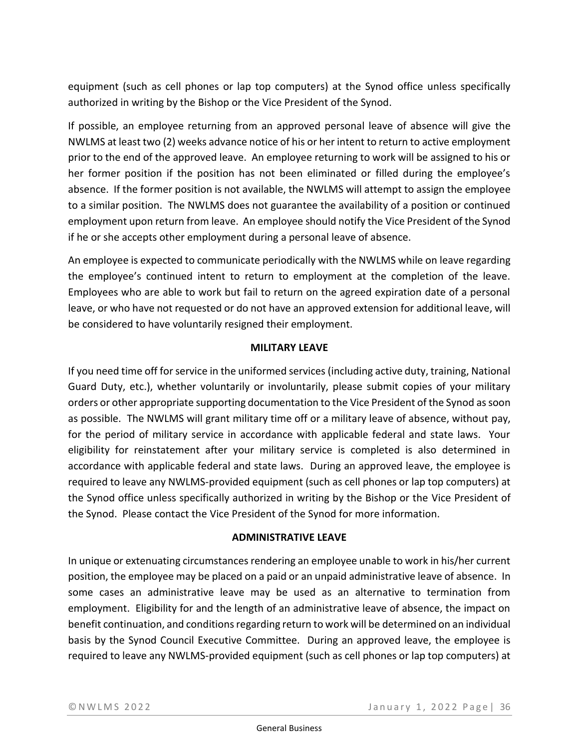equipment (such as cell phones or lap top computers) at the Synod office unless specifically authorized in writing by the Bishop or the Vice President of the Synod.

If possible, an employee returning from an approved personal leave of absence will give the NWLMS at least two (2) weeks advance notice of his or her intent to return to active employment prior to the end of the approved leave. An employee returning to work will be assigned to his or her former position if the position has not been eliminated or filled during the employee's absence. If the former position is not available, the NWLMS will attempt to assign the employee to a similar position. The NWLMS does not guarantee the availability of a position or continued employment upon return from leave. An employee should notify the Vice President of the Synod if he or she accepts other employment during a personal leave of absence.

An employee is expected to communicate periodically with the NWLMS while on leave regarding the employee's continued intent to return to employment at the completion of the leave. Employees who are able to work but fail to return on the agreed expiration date of a personal leave, or who have not requested or do not have an approved extension for additional leave, will be considered to have voluntarily resigned their employment.

### MILITARY LEAVE

If you need time off for service in the uniformed services (including active duty, training, National Guard Duty, etc.), whether voluntarily or involuntarily, please submit copies of your military orders or other appropriate supporting documentation to the Vice President of the Synod as soon as possible. The NWLMS will grant military time off or a military leave of absence, without pay, for the period of military service in accordance with applicable federal and state laws. Your eligibility for reinstatement after your military service is completed is also determined in accordance with applicable federal and state laws. During an approved leave, the employee is required to leave any NWLMS-provided equipment (such as cell phones or lap top computers) at the Synod office unless specifically authorized in writing by the Bishop or the Vice President of the Synod. Please contact the Vice President of the Synod for more information.

### ADMINISTRATIVE LEAVE

In unique or extenuating circumstances rendering an employee unable to work in his/her current position, the employee may be placed on a paid or an unpaid administrative leave of absence. In some cases an administrative leave may be used as an alternative to termination from employment. Eligibility for and the length of an administrative leave of absence, the impact on benefit continuation, and conditions regarding return to work will be determined on an individual basis by the Synod Council Executive Committee. During an approved leave, the employee is required to leave any NWLMS-provided equipment (such as cell phones or lap top computers) at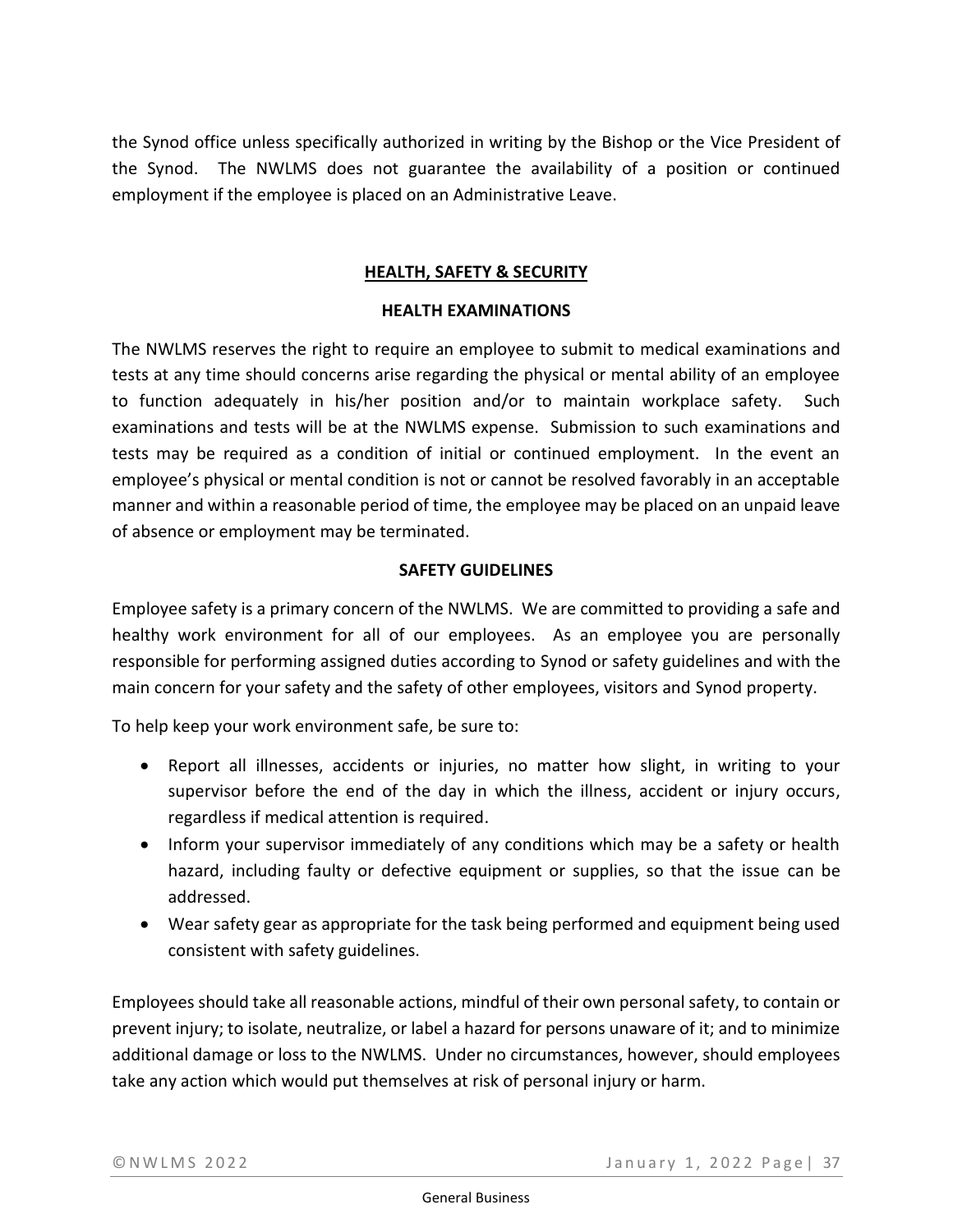the Synod office unless specifically authorized in writing by the Bishop or the Vice President of the Synod. The NWLMS does not guarantee the availability of a position or continued employment if the employee is placed on an Administrative Leave.

## HEALTH, SAFETY & SECURITY

### HEALTH EXAMINATIONS

The NWLMS reserves the right to require an employee to submit to medical examinations and tests at any time should concerns arise regarding the physical or mental ability of an employee to function adequately in his/her position and/or to maintain workplace safety. Such examinations and tests will be at the NWLMS expense. Submission to such examinations and tests may be required as a condition of initial or continued employment. In the event an employee's physical or mental condition is not or cannot be resolved favorably in an acceptable manner and within a reasonable period of time, the employee may be placed on an unpaid leave of absence or employment may be terminated.

### SAFETY GUIDELINES

Employee safety is a primary concern of the NWLMS. We are committed to providing a safe and healthy work environment for all of our employees. As an employee you are personally responsible for performing assigned duties according to Synod or safety guidelines and with the main concern for your safety and the safety of other employees, visitors and Synod property.

To help keep your work environment safe, be sure to:

- Report all illnesses, accidents or injuries, no matter how slight, in writing to your supervisor before the end of the day in which the illness, accident or injury occurs, regardless if medical attention is required.
- Inform your supervisor immediately of any conditions which may be a safety or health hazard, including faulty or defective equipment or supplies, so that the issue can be addressed.
- Wear safety gear as appropriate for the task being performed and equipment being used consistent with safety guidelines.

Employees should take all reasonable actions, mindful of their own personal safety, to contain or prevent injury; to isolate, neutralize, or label a hazard for persons unaware of it; and to minimize additional damage or loss to the NWLMS. Under no circumstances, however, should employees take any action which would put themselves at risk of personal injury or harm.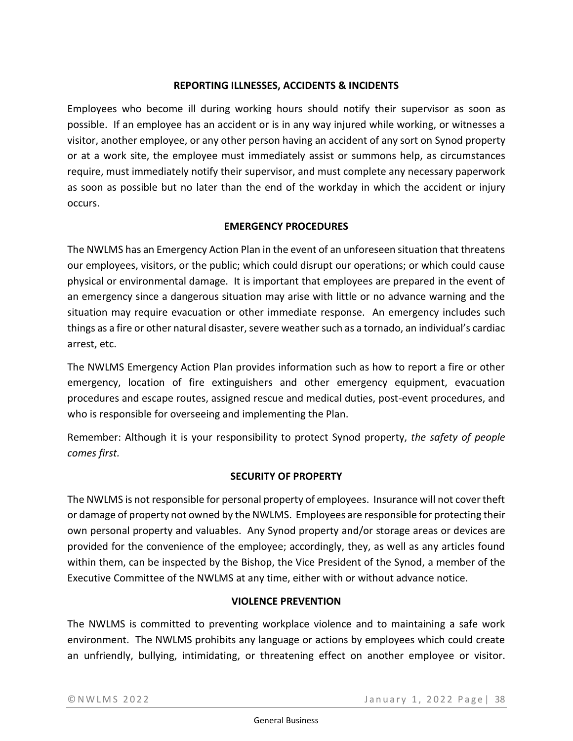## REPORTING ILLNESSES, ACCIDENTS & INCIDENTS

Employees who become ill during working hours should notify their supervisor as soon as possible. If an employee has an accident or is in any way injured while working, or witnesses a visitor, another employee, or any other person having an accident of any sort on Synod property or at a work site, the employee must immediately assist or summons help, as circumstances require, must immediately notify their supervisor, and must complete any necessary paperwork as soon as possible but no later than the end of the workday in which the accident or injury occurs.

## EMERGENCY PROCEDURES

The NWLMS has an Emergency Action Plan in the event of an unforeseen situation that threatens our employees, visitors, or the public; which could disrupt our operations; or which could cause physical or environmental damage. It is important that employees are prepared in the event of an emergency since a dangerous situation may arise with little or no advance warning and the situation may require evacuation or other immediate response. An emergency includes such things as a fire or other natural disaster, severe weather such as a tornado, an individual's cardiac arrest, etc.

The NWLMS Emergency Action Plan provides information such as how to report a fire or other emergency, location of fire extinguishers and other emergency equipment, evacuation procedures and escape routes, assigned rescue and medical duties, post-event procedures, and who is responsible for overseeing and implementing the Plan.

Remember: Although it is your responsibility to protect Synod property, *the safety of people comes first.*

## SECURITY OF PROPERTY

The NWLMS is not responsible for personal property of employees. Insurance will not cover theft or damage of property not owned by the NWLMS. Employees are responsible for protecting their own personal property and valuables. Any Synod property and/or storage areas or devices are provided for the convenience of the employee; accordingly, they, as well as any articles found within them, can be inspected by the Bishop, the Vice President of the Synod, a member of the Executive Committee of the NWLMS at any time, either with or without advance notice.

## VIOLENCE PREVENTION

The NWLMS is committed to preventing workplace violence and to maintaining a safe work environment. The NWLMS prohibits any language or actions by employees which could create an unfriendly, bullying, intimidating, or threatening effect on another employee or visitor.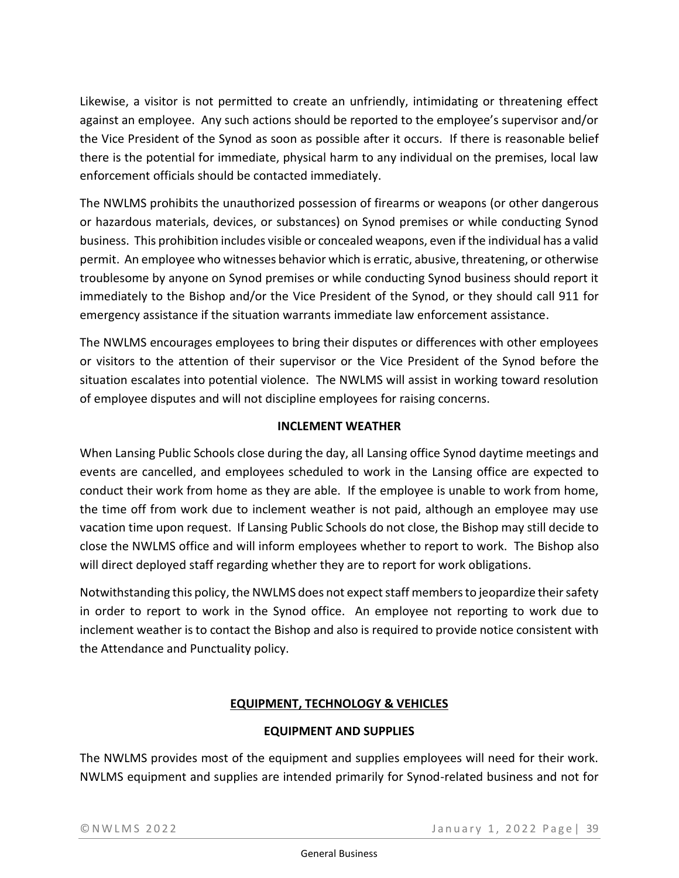Likewise, a visitor is not permitted to create an unfriendly, intimidating or threatening effect against an employee. Any such actions should be reported to the employee's supervisor and/or the Vice President of the Synod as soon as possible after it occurs. If there is reasonable belief there is the potential for immediate, physical harm to any individual on the premises, local law enforcement officials should be contacted immediately.

The NWLMS prohibits the unauthorized possession of firearms or weapons (or other dangerous or hazardous materials, devices, or substances) on Synod premises or while conducting Synod business. This prohibition includes visible or concealed weapons, even if the individual has a valid permit. An employee who witnesses behavior which is erratic, abusive, threatening, or otherwise troublesome by anyone on Synod premises or while conducting Synod business should report it immediately to the Bishop and/or the Vice President of the Synod, or they should call 911 for emergency assistance if the situation warrants immediate law enforcement assistance.

The NWLMS encourages employees to bring their disputes or differences with other employees or visitors to the attention of their supervisor or the Vice President of the Synod before the situation escalates into potential violence. The NWLMS will assist in working toward resolution of employee disputes and will not discipline employees for raising concerns.

### INCLEMENT WEATHER

When Lansing Public Schools close during the day, all Lansing office Synod daytime meetings and events are cancelled, and employees scheduled to work in the Lansing office are expected to conduct their work from home as they are able. If the employee is unable to work from home, the time off from work due to inclement weather is not paid, although an employee may use vacation time upon request. If Lansing Public Schools do not close, the Bishop may still decide to close the NWLMS office and will inform employees whether to report to work. The Bishop also will direct deployed staff regarding whether they are to report for work obligations.

Notwithstanding this policy, the NWLMS does not expect staff members to jeopardize their safety in order to report to work in the Synod office. An employee not reporting to work due to inclement weather is to contact the Bishop and also is required to provide notice consistent with the Attendance and Punctuality policy.

## EQUIPMENT, TECHNOLOGY & VEHICLES

### EQUIPMENT AND SUPPLIES

The NWLMS provides most of the equipment and supplies employees will need for their work. NWLMS equipment and supplies are intended primarily for Synod-related business and not for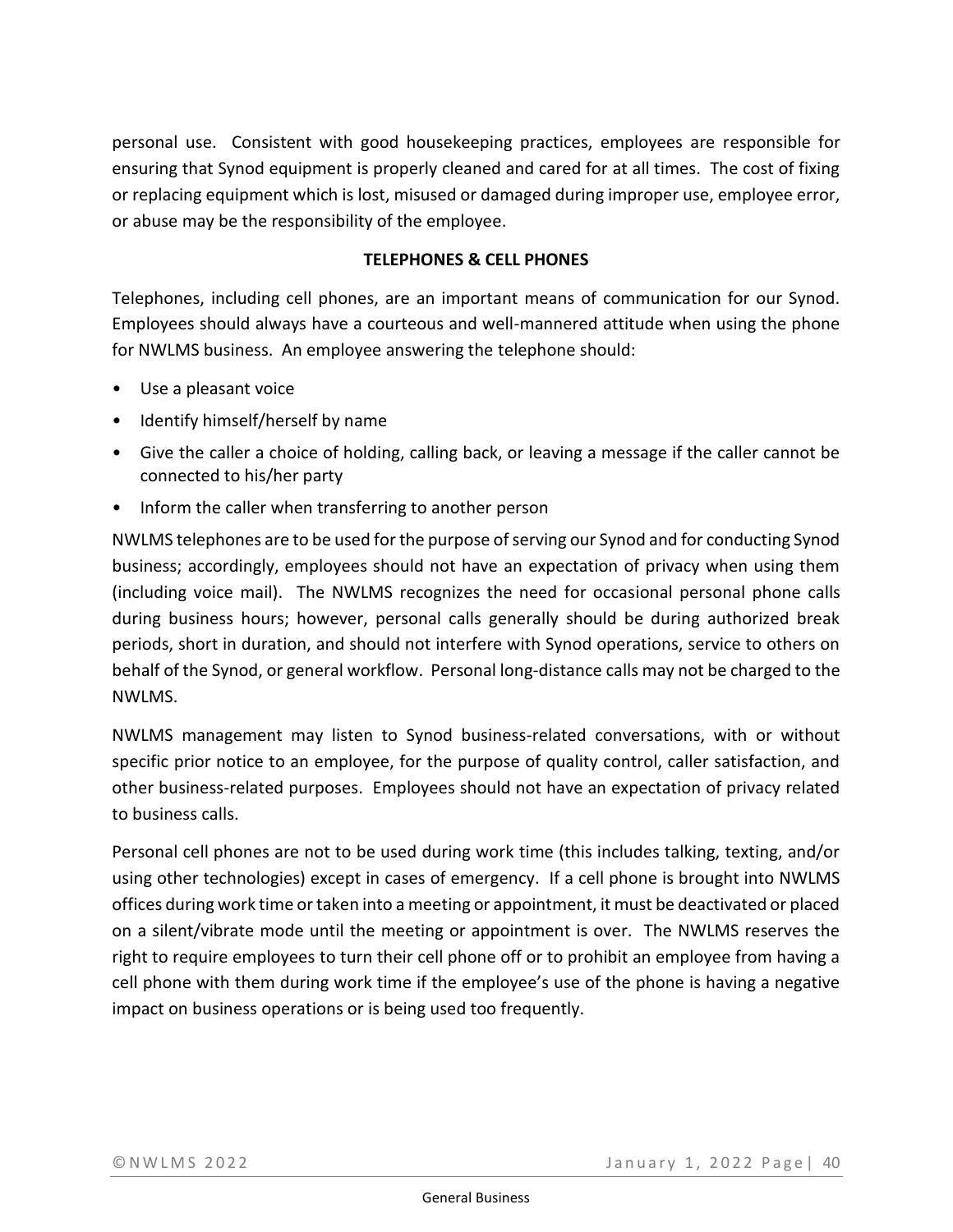personal use. Consistent with good housekeeping practices, employees are responsible for ensuring that Synod equipment is properly cleaned and cared for at all times. The cost of fixing or replacing equipment which is lost, misused or damaged during improper use, employee error, or abuse may be the responsibility of the employee.

## TELEPHONES & CELL PHONES

Telephones, including cell phones, are an important means of communication for our Synod. Employees should always have a courteous and well-mannered attitude when using the phone for NWLMS business. An employee answering the telephone should:

- Use a pleasant voice
- Identify himself/herself by name
- Give the caller a choice of holding, calling back, or leaving a message if the caller cannot be connected to his/her party
- Inform the caller when transferring to another person

NWLMS telephones are to be used for the purpose of serving our Synod and for conducting Synod business; accordingly, employees should not have an expectation of privacy when using them (including voice mail). The NWLMS recognizes the need for occasional personal phone calls during business hours; however, personal calls generally should be during authorized break periods, short in duration, and should not interfere with Synod operations, service to others on behalf of the Synod, or general workflow. Personal long-distance calls may not be charged to the NWLMS.

NWLMS management may listen to Synod business-related conversations, with or without specific prior notice to an employee, for the purpose of quality control, caller satisfaction, and other business-related purposes. Employees should not have an expectation of privacy related to business calls.

Personal cell phones are not to be used during work time (this includes talking, texting, and/or using other technologies) except in cases of emergency. If a cell phone is brought into NWLMS offices during work time or taken into a meeting or appointment, it must be deactivated or placed on a silent/vibrate mode until the meeting or appointment is over. The NWLMS reserves the right to require employees to turn their cell phone off or to prohibit an employee from having a cell phone with them during work time if the employee's use of the phone is having a negative impact on business operations or is being used too frequently.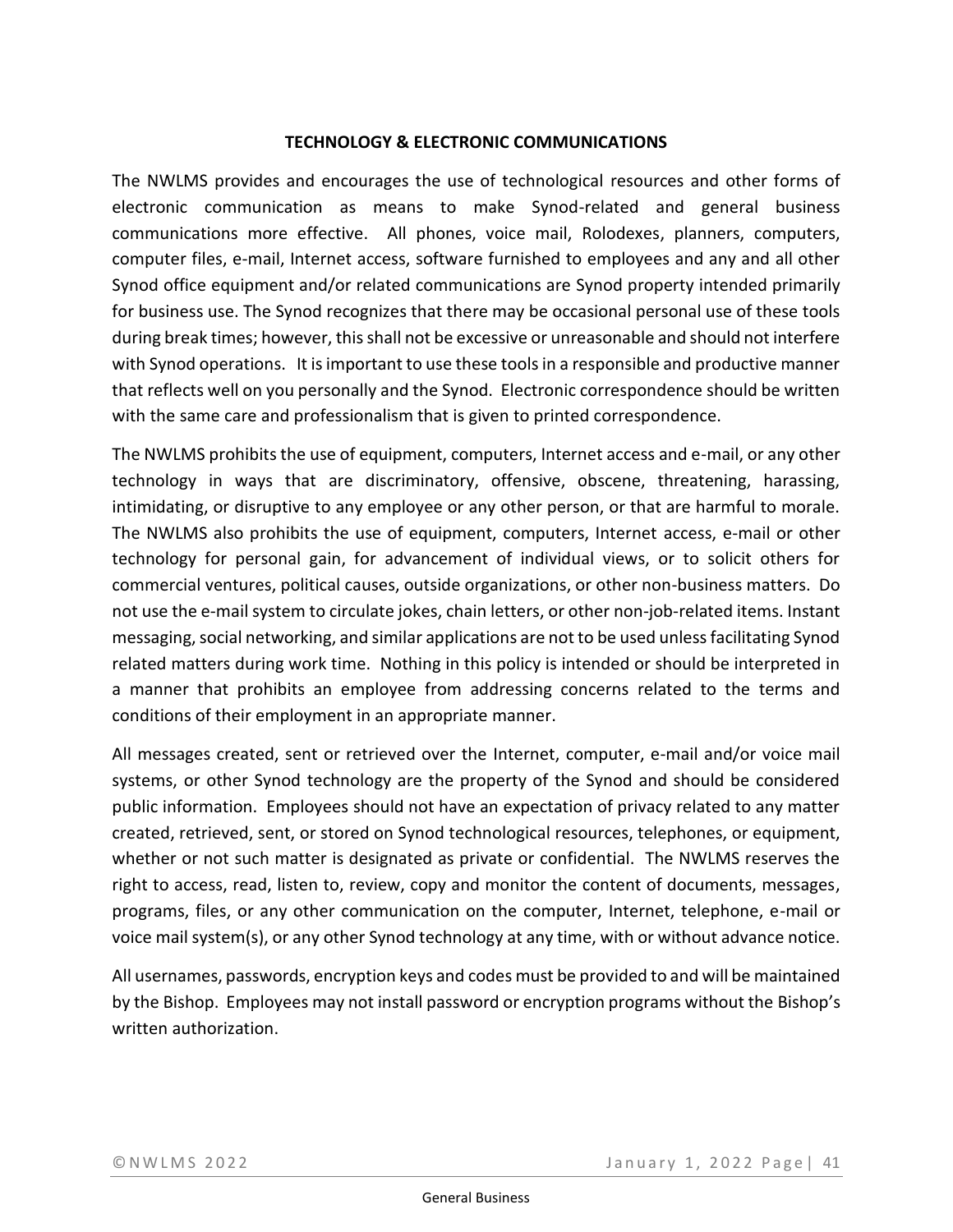## TECHNOLOGY & ELECTRONIC COMMUNICATIONS

The NWLMS provides and encourages the use of technological resources and other forms of electronic communication as means to make Synod-related and general business communications more effective. All phones, voice mail, Rolodexes, planners, computers, computer files, e-mail, Internet access, software furnished to employees and any and all other Synod office equipment and/or related communications are Synod property intended primarily for business use. The Synod recognizes that there may be occasional personal use of these tools during break times; however, this shall not be excessive or unreasonable and should not interfere with Synod operations. It is important to use these tools in a responsible and productive manner that reflects well on you personally and the Synod. Electronic correspondence should be written with the same care and professionalism that is given to printed correspondence.

The NWLMS prohibits the use of equipment, computers, Internet access and e-mail, or any other technology in ways that are discriminatory, offensive, obscene, threatening, harassing, intimidating, or disruptive to any employee or any other person, or that are harmful to morale. The NWLMS also prohibits the use of equipment, computers, Internet access, e-mail or other technology for personal gain, for advancement of individual views, or to solicit others for commercial ventures, political causes, outside organizations, or other non-business matters. Do not use the e-mail system to circulate jokes, chain letters, or other non-job-related items. Instant messaging, social networking, and similar applications are not to be used unless facilitating Synod related matters during work time. Nothing in this policy is intended or should be interpreted in a manner that prohibits an employee from addressing concerns related to the terms and conditions of their employment in an appropriate manner.

All messages created, sent or retrieved over the Internet, computer, e-mail and/or voice mail systems, or other Synod technology are the property of the Synod and should be considered public information. Employees should not have an expectation of privacy related to any matter created, retrieved, sent, or stored on Synod technological resources, telephones, or equipment, whether or not such matter is designated as private or confidential. The NWLMS reserves the right to access, read, listen to, review, copy and monitor the content of documents, messages, programs, files, or any other communication on the computer, Internet, telephone, e-mail or voice mail system(s), or any other Synod technology at any time, with or without advance notice.

All usernames, passwords, encryption keys and codes must be provided to and will be maintained by the Bishop. Employees may not install password or encryption programs without the Bishop's written authorization.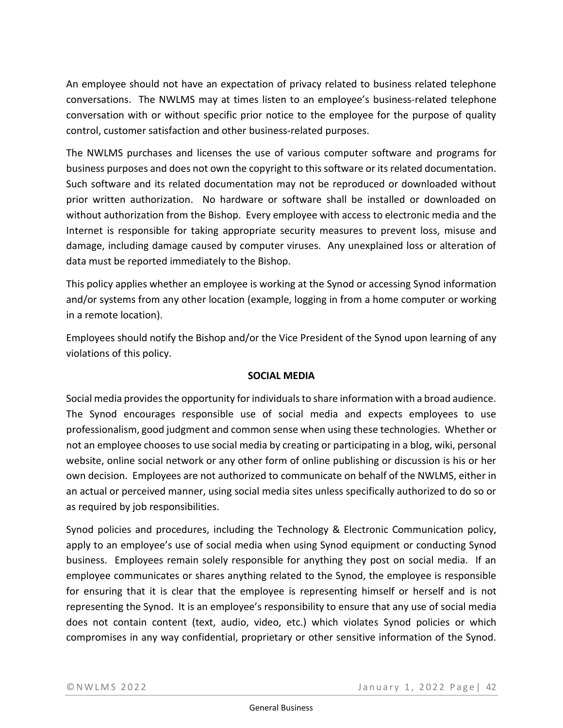An employee should not have an expectation of privacy related to business related telephone conversations. The NWLMS may at times listen to an employee's business-related telephone conversation with or without specific prior notice to the employee for the purpose of quality control, customer satisfaction and other business-related purposes.

The NWLMS purchases and licenses the use of various computer software and programs for business purposes and does not own the copyright to this software or its related documentation. Such software and its related documentation may not be reproduced or downloaded without prior written authorization. No hardware or software shall be installed or downloaded on without authorization from the Bishop. Every employee with access to electronic media and the Internet is responsible for taking appropriate security measures to prevent loss, misuse and damage, including damage caused by computer viruses. Any unexplained loss or alteration of data must be reported immediately to the Bishop.

This policy applies whether an employee is working at the Synod or accessing Synod information and/or systems from any other location (example, logging in from a home computer or working in a remote location).

Employees should notify the Bishop and/or the Vice President of the Synod upon learning of any violations of this policy.

## SOCIAL MEDIA

Social media provides the opportunity for individuals to share information with a broad audience. The Synod encourages responsible use of social media and expects employees to use professionalism, good judgment and common sense when using these technologies. Whether or not an employee chooses to use social media by creating or participating in a blog, wiki, personal website, online social network or any other form of online publishing or discussion is his or her own decision. Employees are not authorized to communicate on behalf of the NWLMS, either in an actual or perceived manner, using social media sites unless specifically authorized to do so or as required by job responsibilities.

Synod policies and procedures, including the Technology & Electronic Communication policy, apply to an employee's use of social media when using Synod equipment or conducting Synod business. Employees remain solely responsible for anything they post on social media. If an employee communicates or shares anything related to the Synod, the employee is responsible for ensuring that it is clear that the employee is representing himself or herself and is not representing the Synod. It is an employee's responsibility to ensure that any use of social media does not contain content (text, audio, video, etc.) which violates Synod policies or which compromises in any way confidential, proprietary or other sensitive information of the Synod.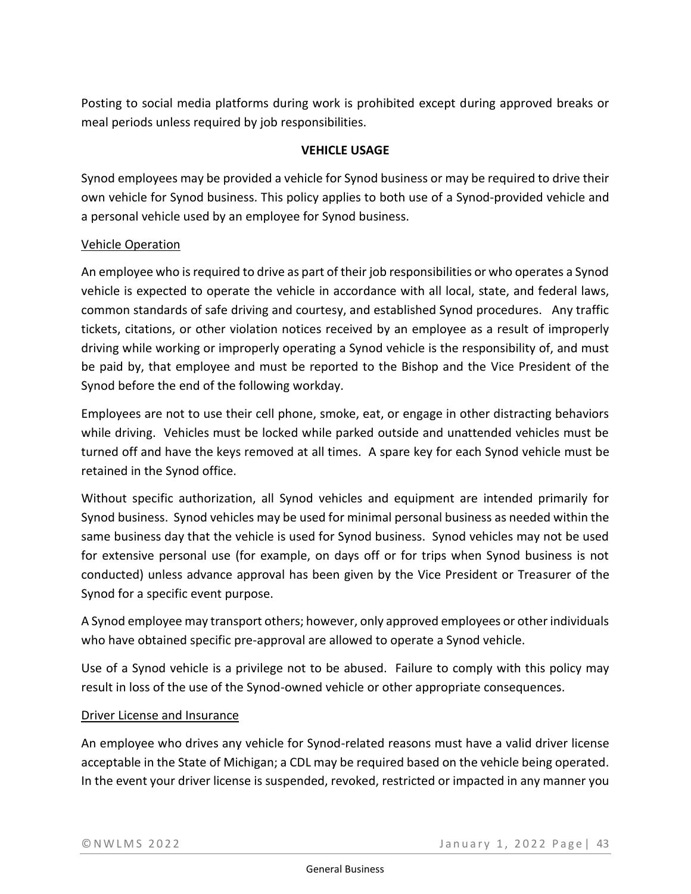Posting to social media platforms during work is prohibited except during approved breaks or meal periods unless required by job responsibilities.

## VEHICLE USAGE

Synod employees may be provided a vehicle for Synod business or may be required to drive their own vehicle for Synod business. This policy applies to both use of a Synod-provided vehicle and a personal vehicle used by an employee for Synod business.

### Vehicle Operation

An employee who is required to drive as part of their job responsibilities or who operates a Synod vehicle is expected to operate the vehicle in accordance with all local, state, and federal laws, common standards of safe driving and courtesy, and established Synod procedures. Any traffic tickets, citations, or other violation notices received by an employee as a result of improperly driving while working or improperly operating a Synod vehicle is the responsibility of, and must be paid by, that employee and must be reported to the Bishop and the Vice President of the Synod before the end of the following workday.

Employees are not to use their cell phone, smoke, eat, or engage in other distracting behaviors while driving. Vehicles must be locked while parked outside and unattended vehicles must be turned off and have the keys removed at all times. A spare key for each Synod vehicle must be retained in the Synod office.

Without specific authorization, all Synod vehicles and equipment are intended primarily for Synod business. Synod vehicles may be used for minimal personal business as needed within the same business day that the vehicle is used for Synod business. Synod vehicles may not be used for extensive personal use (for example, on days off or for trips when Synod business is not conducted) unless advance approval has been given by the Vice President or Treasurer of the Synod for a specific event purpose.

A Synod employee may transport others; however, only approved employees or other individuals who have obtained specific pre-approval are allowed to operate a Synod vehicle.

Use of a Synod vehicle is a privilege not to be abused. Failure to comply with this policy may result in loss of the use of the Synod-owned vehicle or other appropriate consequences.

### Driver License and Insurance

An employee who drives any vehicle for Synod-related reasons must have a valid driver license acceptable in the State of Michigan; a CDL may be required based on the vehicle being operated. In the event your driver license is suspended, revoked, restricted or impacted in any manner you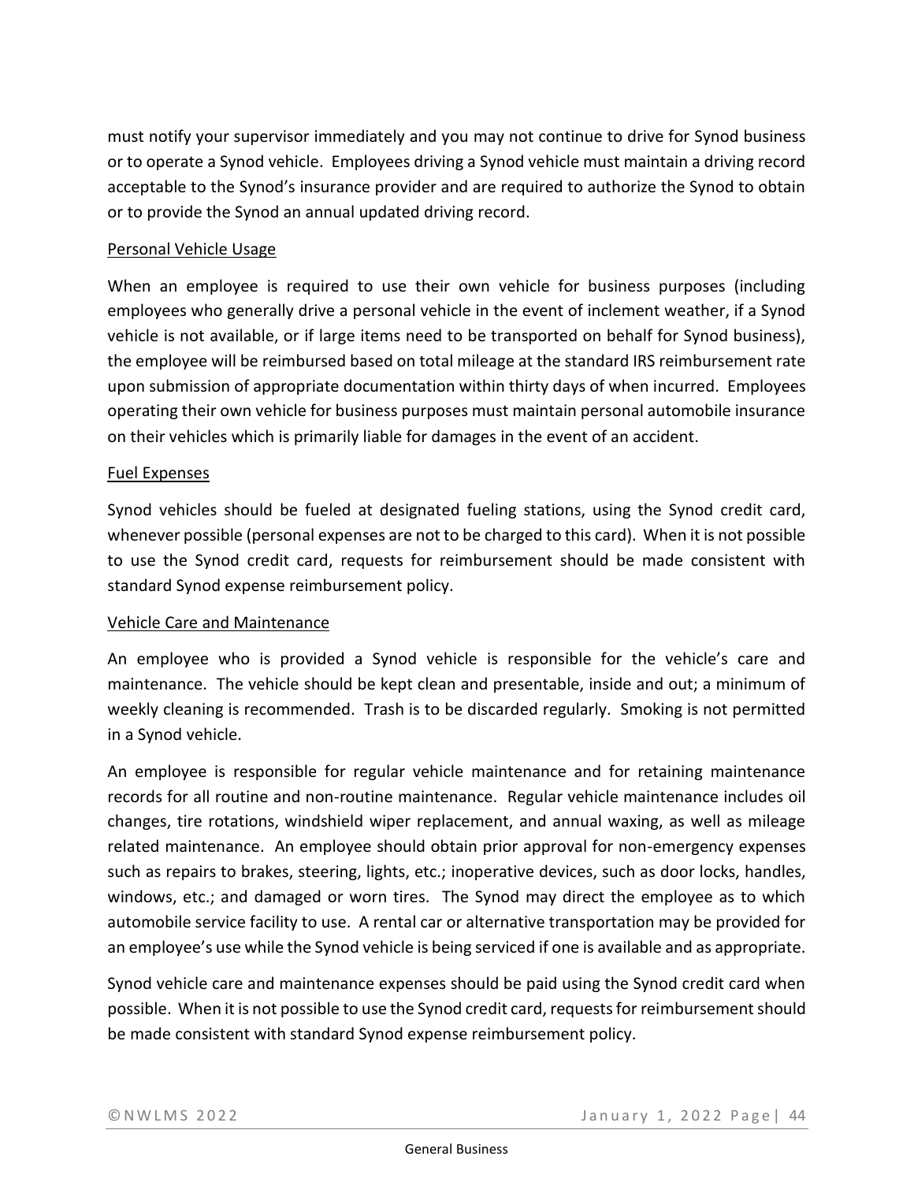must notify your supervisor immediately and you may not continue to drive for Synod business or to operate a Synod vehicle. Employees driving a Synod vehicle must maintain a driving record acceptable to the Synod's insurance provider and are required to authorize the Synod to obtain or to provide the Synod an annual updated driving record.

<u>Personal Vehicle Usage</u>

When an employee is required to use their own vehicle for business purposes (including employees who generally drive a personal vehicle in the event of inclement weather, if a Synod vehicle is not available, or if large items need to be transported on behalf for Synod business), the employee will be reimbursed based on total mileage at the standard IRS reimbursement rate upon submission of appropriate documentation within thirty days of when incurred. Employees operating their own vehicle for business purposes must maintain personal automobile insurance on their vehicles which is primarily liable for damages in the event of an accident.

<u>Fuel Expenses</u>

Synod vehicles should be fueled at designated fueling stations, using the Synod credit card, whenever possible (personal expenses are not to be charged to this card). When it is not possible to use the Synod credit card, requests for reimbursement should be made consistent with standard Synod expense reimbursement policy.

<u>Vehicle Care and Maintenance</u>

An employee who is provided a Synod vehicle is responsible for the vehicle's care and maintenance. The vehicle should be kept clean and presentable, inside and out; a minimum of weekly cleaning is recommended. Trash is to be discarded regularly. Smoking is not permitted in a Synod vehicle.

An employee is responsible for regular vehicle maintenance and for retaining maintenance records for all routine and non-routine maintenance. Regular vehicle maintenance includes oil changes, tire rotations, windshield wiper replacement, and annual waxing, as well as mileage related maintenance. An employee should obtain prior approval for non-emergency expenses such as repairs to brakes, steering, lights, etc.; inoperative devices, such as door locks, handles, windows, etc.; and damaged or worn tires. The Synod may direct the employee as to which automobile service facility to use. A rental car or alternative transportation may be provided for an employee's use while the Synod vehicle is being serviced if one is available and as appropriate.

Synod vehicle care and maintenance expenses should be paid using the Synod credit card when possible. When it is not possible to use the Synod credit card, requests for reimbursement should be made consistent with standard Synod expense reimbursement policy.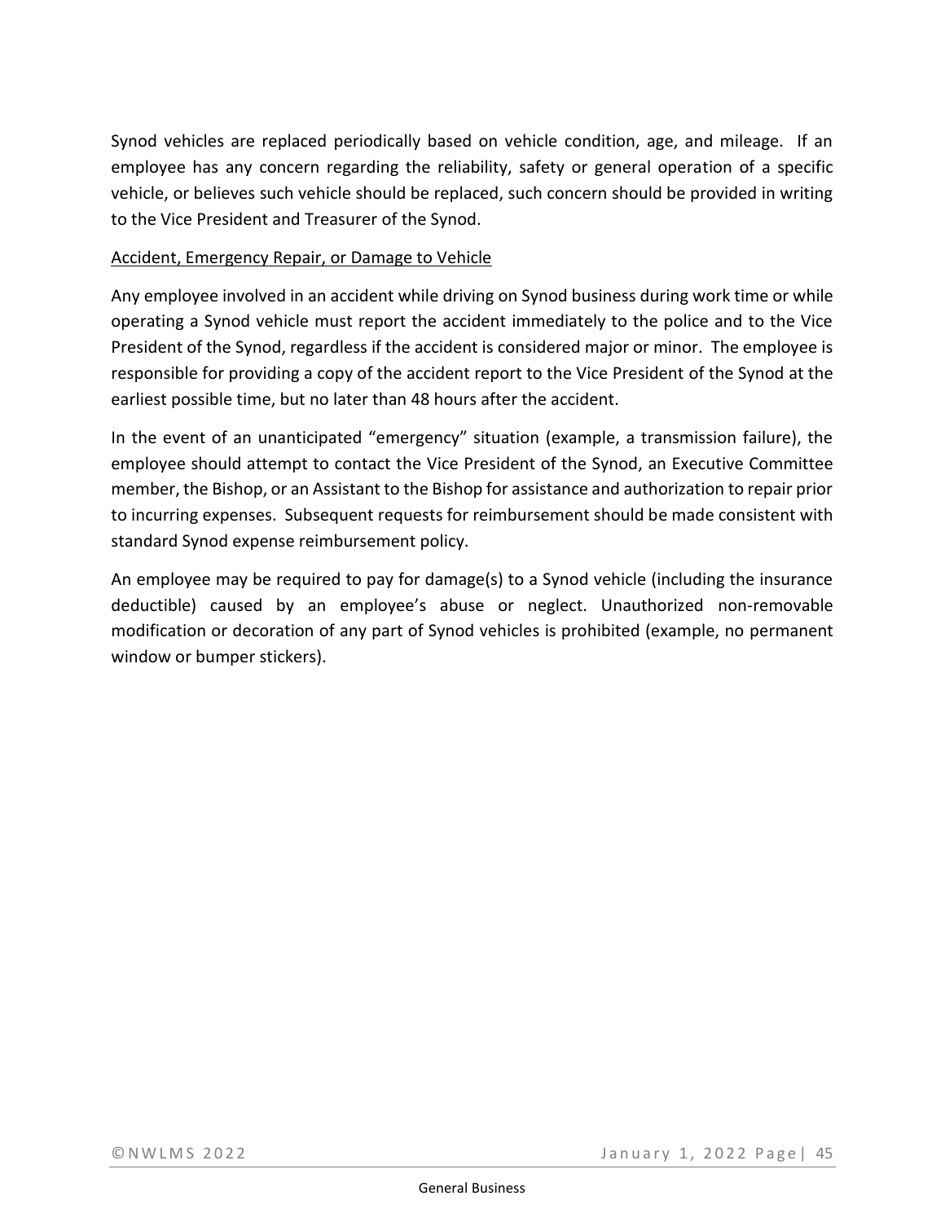Synod vehicles are replaced periodically based on vehicle condition, age, and mileage. If an employee has any concern regarding the reliability, safety or general operation of a specific vehicle, or believes such vehicle should be replaced, such concern should be provided in writing to the Vice President and Treasurer of the Synod.

<u>Accident, Emergency Repair, or Damage to Vehicle</u>

Any employee involved in an accident while driving on Synod business during work time or while operating a Synod vehicle must report the accident immediately to the police and to the Vice President of the Synod, regardless if the accident is considered major or minor. The employee is responsible for providing a copy of the accident report to the Vice President of the Synod at the earliest possible time, but no later than 48 hours after the accident.

In the event of an unanticipated "emergency" situation (example, a transmission failure), the employee should attempt to contact the Vice President of the Synod, an Executive Committee member, the Bishop, or an Assistant to the Bishop for assistance and authorization to repair prior to incurring expenses. Subsequent requests for reimbursement should be made consistent with standard Synod expense reimbursement policy.

An employee may be required to pay for damage(s) to a Synod vehicle (including the insurance deductible) caused by an employee's abuse or neglect. Unauthorized non-removable modification or decoration of any part of Synod vehicles is prohibited (example, no permanent window or bumper stickers).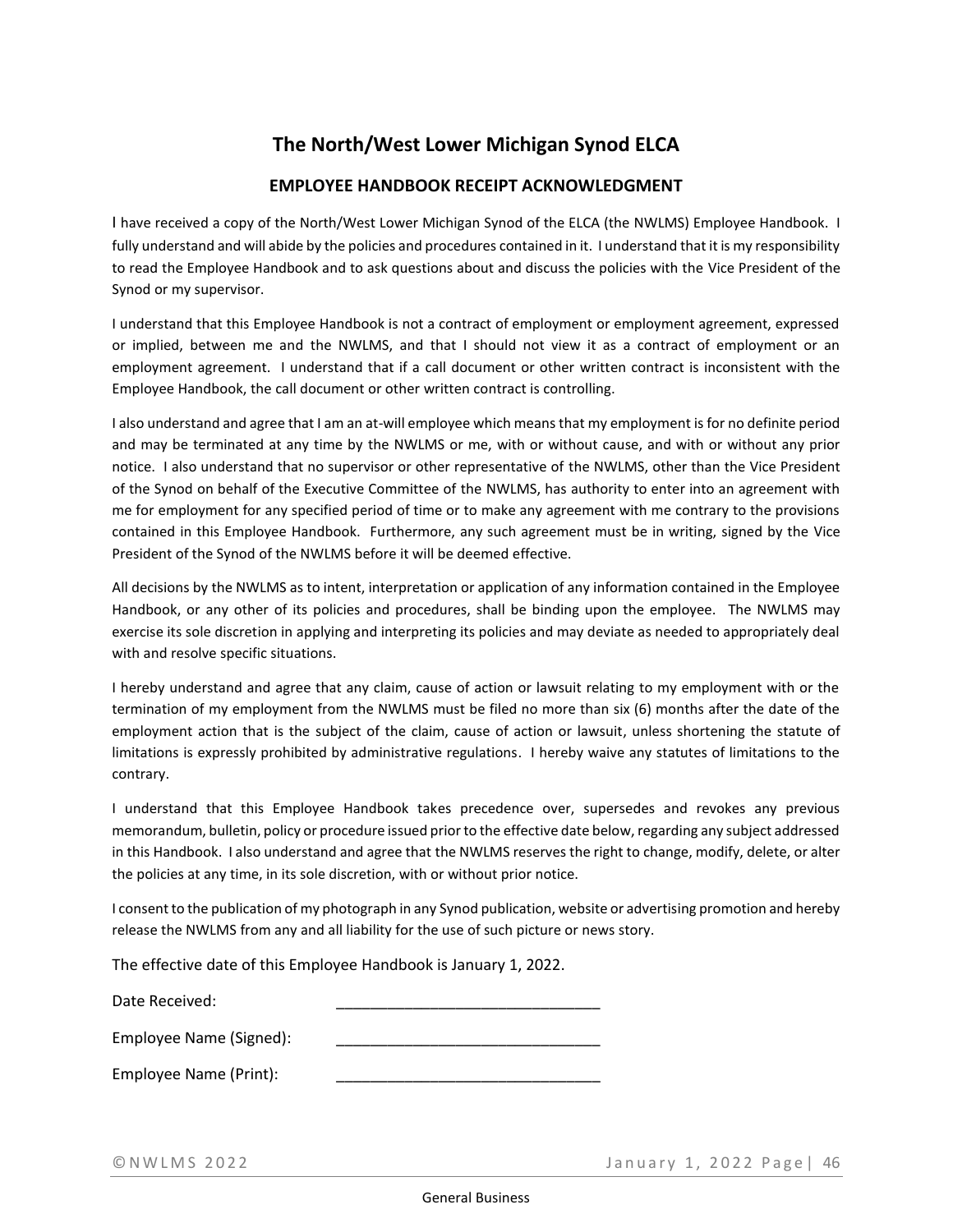# The North/West Lower Michigan Synod ELCA

## EMPLOYEE HANDBOOK RECEIPT ACKNOWLEDGMENT

I have received a copy of the North/West Lower Michigan Synod of the ELCA (the NWLMS) Employee Handbook. I fully understand and will abide by the policies and procedures contained in it. I understand that it is my responsibility to read the Employee Handbook and to ask questions about and discuss the policies with the Vice President of the Synod or my supervisor.

I understand that this Employee Handbook is not a contract of employment or employment agreement, expressed or implied, between me and the NWLMS, and that I should not view it as a contract of employment or an employment agreement. I understand that if a call document or other written contract is inconsistent with the Employee Handbook, the call document or other written contract is controlling.

I also understand and agree that I am an at-will employee which means that my employment is for no definite period and may be terminated at any time by the NWLMS or me, with or without cause, and with or without any prior notice. I also understand that no supervisor or other representative of the NWLMS, other than the Vice President of the Synod on behalf of the Executive Committee of the NWLMS, has authority to enter into an agreement with me for employment for any specified period of time or to make any agreement with me contrary to the provisions contained in this Employee Handbook. Furthermore, any such agreement must be in writing, signed by the Vice President of the Synod of the NWLMS before it will be deemed effective.

All decisions by the NWLMS as to intent, interpretation or application of any information contained in the Employee Handbook, or any other of its policies and procedures, shall be binding upon the employee. The NWLMS may exercise its sole discretion in applying and interpreting its policies and may deviate as needed to appropriately deal with and resolve specific situations.

I hereby understand and agree that any claim, cause of action or lawsuit relating to my employment with or the termination of my employment from the NWLMS must be filed no more than six (6) months after the date of the employment action that is the subject of the claim, cause of action or lawsuit, unless shortening the statute of limitations is expressly prohibited by administrative regulations. I hereby waive any statutes of limitations to the contrary.

I understand that this Employee Handbook takes precedence over, supersedes and revokes any previous memorandum, bulletin, policy or procedure issued prior to the effective date below, regarding any subject addressed in this Handbook. I also understand and agree that the NWLMS reserves the right to change, modify, delete, or alter the policies at any time, in its sole discretion, with or without prior notice.

I consent to the publication of my photograph in any Synod publication, website or advertising promotion and hereby release the NWLMS from any and all liability for the use of such picture or news story.

The effective date of this Employee Handbook is January 1, 2022.

Date Received: _______________________________

Employee Name (Signed): _______________________________

Employee Name (Print): _______________________________